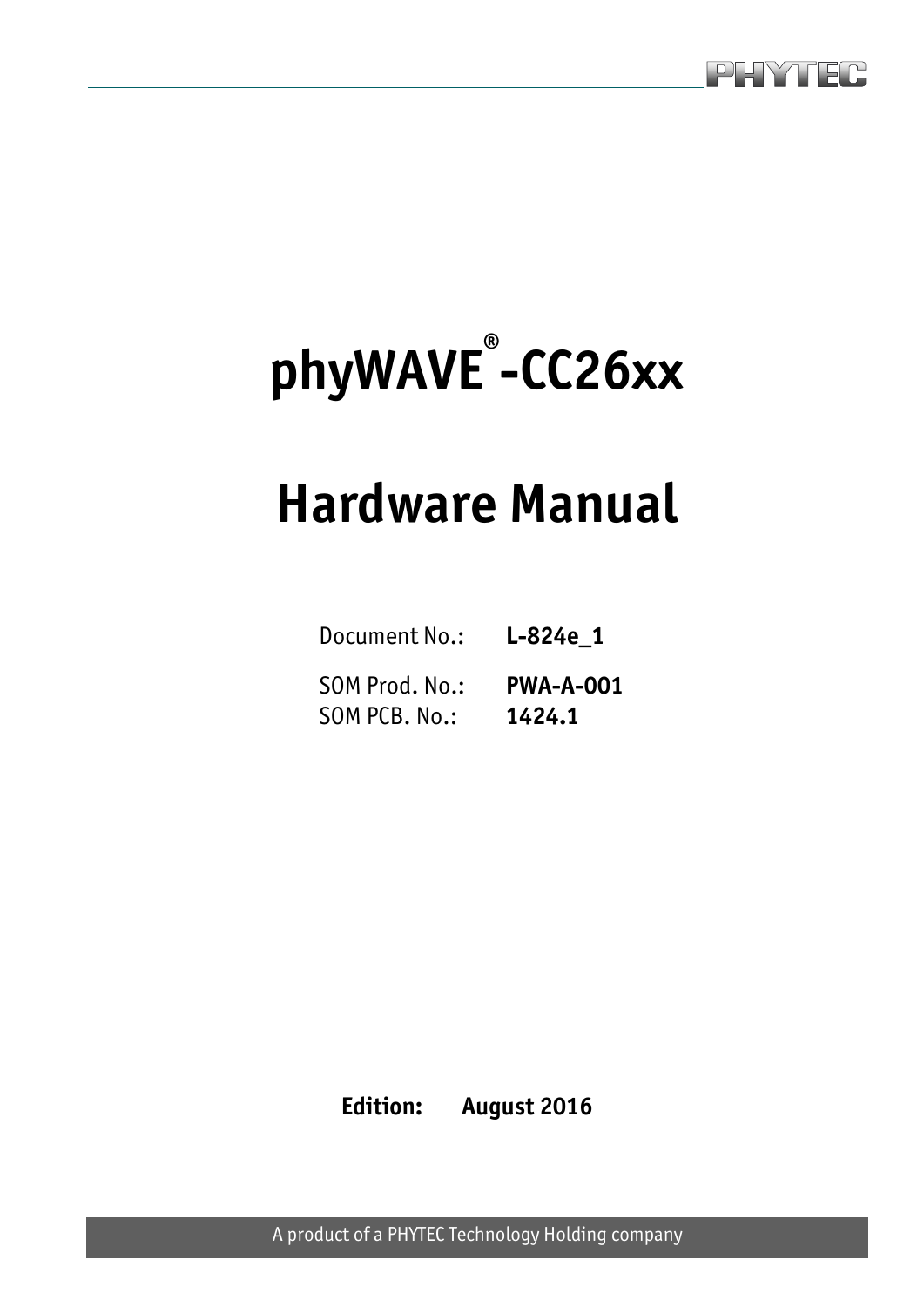# phyWAVE®-CC26xx

# Hardware Manual

| | |
|---|---|
| Document No.: | **L-824e_1** |
| SOM Prod. No.: | **PWA-A-001** |
| SOM PCB. No.: | **1424.1** |

**Edition: August 2016**

A product of a PHYTEC Technology Holding company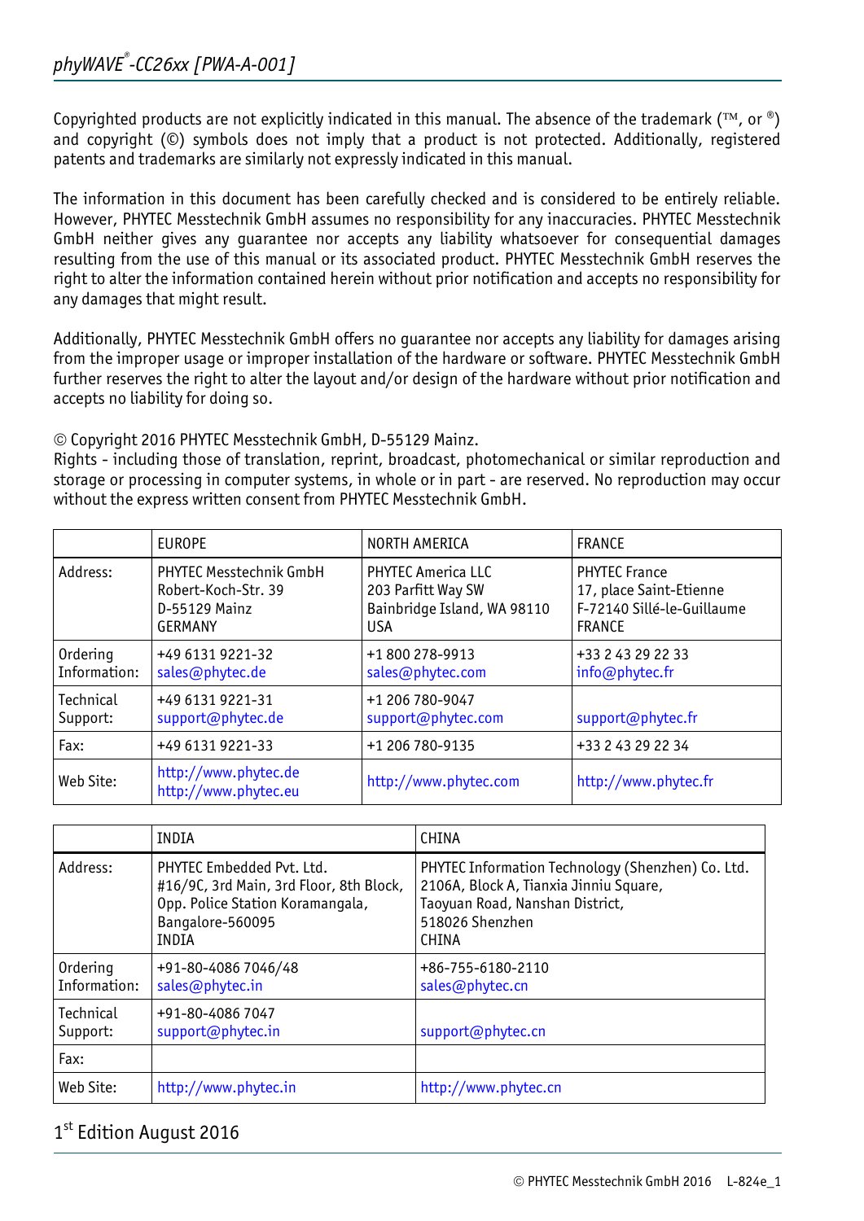Copyrighted products are not explicitly indicated in this manual. The absence of the trademark (™, or ®) and copyright (©) symbols does not imply that a product is not protected. Additionally, registered patents and trademarks are similarly not expressly indicated in this manual.

The information in this document has been carefully checked and is considered to be entirely reliable. However, PHYTEC Messtechnik GmbH assumes no responsibility for any inaccuracies. PHYTEC Messtechnik GmbH neither gives any guarantee nor accepts any liability whatsoever for consequential damages resulting from the use of this manual or its associated product. PHYTEC Messtechnik GmbH reserves the right to alter the information contained herein without prior notification and accepts no responsibility for any damages that might result.

Additionally, PHYTEC Messtechnik GmbH offers no guarantee nor accepts any liability for damages arising from the improper usage or improper installation of the hardware or software. PHYTEC Messtechnik GmbH further reserves the right to alter the layout and/or design of the hardware without prior notification and accepts no liability for doing so.

© Copyright 2016 PHYTEC Messtechnik GmbH, D-55129 Mainz.
Rights - including those of translation, reprint, broadcast, photomechanical or similar reproduction and storage or processing in computer systems, in whole or in part - are reserved. No reproduction may occur without the express written consent from PHYTEC Messtechnik GmbH.

| | EUROPE | NORTH AMERICA | FRANCE |
|---|---|---|---|
| Address: | PHYTEC Messtechnik GmbH<br>Robert-Koch-Str. 39<br>D-55129 Mainz<br>GERMANY | PHYTEC America LLC<br>203 Parfitt Way SW<br>Bainbridge Island, WA 98110<br>USA | PHYTEC France<br>17, place Saint-Etienne<br>F-72140 Sillé-le-Guillaume<br>FRANCE |
| Ordering Information: | +49 6131 9221-32<br>sales@phytec.de | +1 800 278-9913<br>sales@phytec.com | +33 2 43 29 22 33<br>info@phytec.fr |
| Technical Support: | +49 6131 9221-31<br>support@phytec.de | +1 206 780-9047<br>support@phytec.com | support@phytec.fr |
| Fax: | +49 6131 9221-33 | +1 206 780-9135 | +33 2 43 29 22 34 |
| Web Site: | http://www.phytec.de<br>http://www.phytec.eu | http://www.phytec.com | http://www.phytec.fr |

| | INDIA | CHINA |
|---|---|---|
| Address: | PHYTEC Embedded Pvt. Ltd.<br>#16/9C, 3rd Main, 3rd Floor, 8th Block,<br>Opp. Police Station Koramangala,<br>Bangalore-560095<br>INDIA | PHYTEC Information Technology (Shenzhen) Co. Ltd.<br>2106A, Block A, Tianxia Jinniu Square,<br>Taoyuan Road, Nanshan District,<br>518026 Shenzhen<br>CHINA |
| Ordering Information: | +91-80-4086 7046/48<br>sales@phytec.in | +86-755-6180-2110<br>sales@phytec.cn |
| Technical Support: | +91-80-4086 7047<br>support@phytec.in | support@phytec.cn |
| Fax: | | |
| Web Site: | http://www.phytec.in | http://www.phytec.cn |

1st Edition August 2016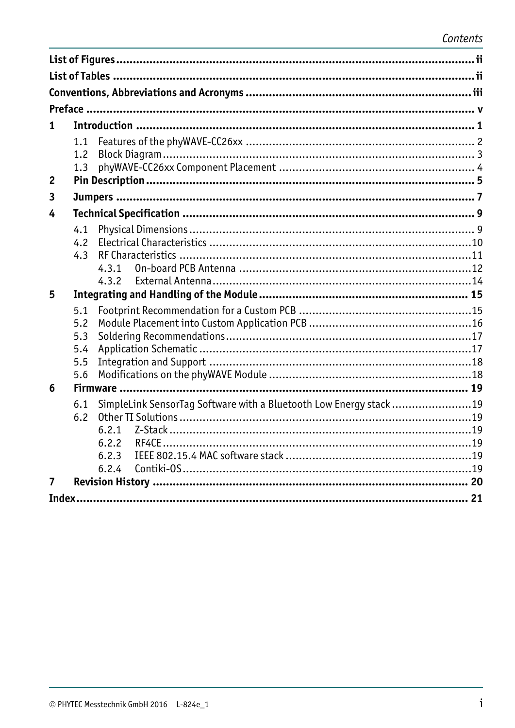# Contents

| | | |
|---|---|---|
| **List of Figures** | | **ii** |
| **List of Tables** | | **ii** |
| **Conventions, Abbreviations and Acronyms** | | **iii** |
| **Preface** | | **v** |
| **1** | **Introduction** | **1** |
| | 1.1 Features of the phyWAVE-CC26xx | 2 |
| | 1.2 Block Diagram | 3 |
| | 1.3 phyWAVE-CC26xx Component Placement | 4 |
| **2** | **Pin Description** | **5** |
| **3** | **Jumpers** | **7** |
| **4** | **Technical Specification** | **9** |
| | 4.1 Physical Dimensions | 9 |
| | 4.2 Electrical Characteristics | 10 |
| | 4.3 RF Characteristics | 11 |
| | 4.3.1 On-board PCB Antenna | 12 |
| | 4.3.2 External Antenna | 14 |
| **5** | **Integrating and Handling of the Module** | **15** |
| | 5.1 Footprint Recommendation for a Custom PCB | 15 |
| | 5.2 Module Placement into Custom Application PCB | 16 |
| | 5.3 Soldering Recommendations | 17 |
| | 5.4 Application Schematic | 17 |
| | 5.5 Integration and Support | 18 |
| | 5.6 Modifications on the phyWAVE Module | 18 |
| **6** | **Firmware** | **19** |
| | 6.1 SimpleLink SensorTag Software with a Bluetooth Low Energy stack | 19 |
| | 6.2 Other TI Solutions | 19 |
| | 6.2.1 Z-Stack | 19 |
| | 6.2.2 RF4CE | 19 |
| | 6.2.3 IEEE 802.15.4 MAC software stack | 19 |
| | 6.2.4 Contiki-OS | 19 |
| **7** | **Revision History** | **20** |
| **Index** | | **21** |

© PHYTEC Messtechnik GmbH 2016 L-824e_1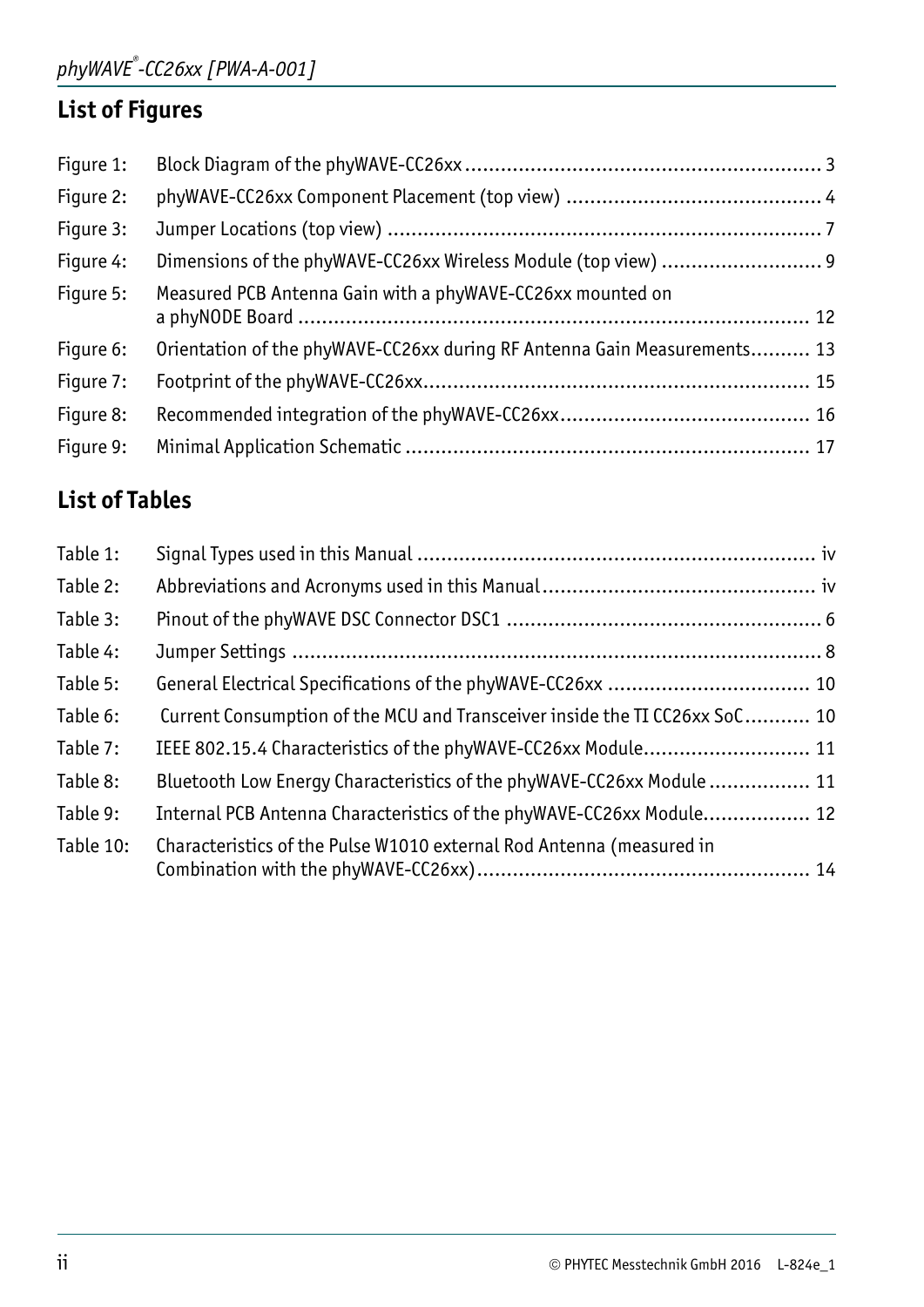## List of Figures

| | | |
|---|---|---|
| Figure 1: | Block Diagram of the phyWAVE-CC26xx | 3 |
| Figure 2: | phyWAVE-CC26xx Component Placement (top view) | 4 |
| Figure 3: | Jumper Locations (top view) | 7 |
| Figure 4: | Dimensions of the phyWAVE-CC26xx Wireless Module (top view) | 9 |
| Figure 5: | Measured PCB Antenna Gain with a phyWAVE-CC26xx mounted on a phyNODE Board | 12 |
| Figure 6: | Orientation of the phyWAVE-CC26xx during RF Antenna Gain Measurements | 13 |
| Figure 7: | Footprint of the phyWAVE-CC26xx | 15 |
| Figure 8: | Recommended integration of the phyWAVE-CC26xx | 16 |
| Figure 9: | Minimal Application Schematic | 17 |

## List of Tables

| | | |
|---|---|---|
| Table 1: | Signal Types used in this Manual | iv |
| Table 2: | Abbreviations and Acronyms used in this Manual | iv |
| Table 3: | Pinout of the phyWAVE DSC Connector DSC1 | 6 |
| Table 4: | Jumper Settings | 8 |
| Table 5: | General Electrical Specifications of the phyWAVE-CC26xx | 10 |
| Table 6: | Current Consumption of the MCU and Transceiver inside the TI CC26xx SoC | 10 |
| Table 7: | IEEE 802.15.4 Characteristics of the phyWAVE-CC26xx Module | 11 |
| Table 8: | Bluetooth Low Energy Characteristics of the phyWAVE-CC26xx Module | 11 |
| Table 9: | Internal PCB Antenna Characteristics of the phyWAVE-CC26xx Module | 12 |
| Table 10: | Characteristics of the Pulse W1010 external Rod Antenna (measured in Combination with the phyWAVE-CC26xx) | 14 |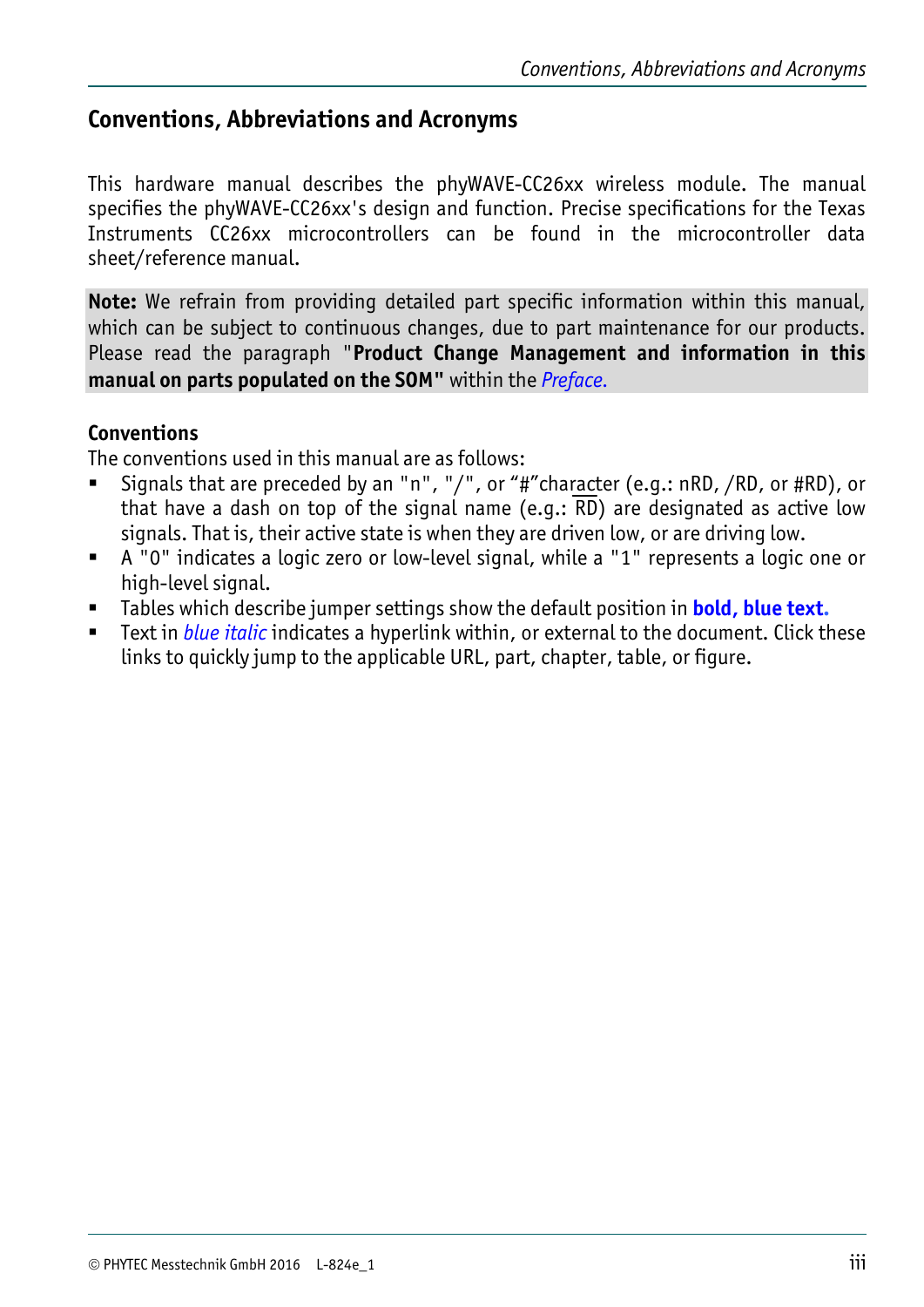## Conventions, Abbreviations and Acronyms

This hardware manual describes the phyWAVE-CC26xx wireless module. The manual specifies the phyWAVE-CC26xx's design and function. Precise specifications for the Texas Instruments CC26xx microcontrollers can be found in the microcontroller data sheet/reference manual.

**Note:** We refrain from providing detailed part specific information within this manual, which can be subject to continuous changes, due to part maintenance for our products. Please read the paragraph "**Product Change Management and information in this manual on parts populated on the SOM"** within the *Preface.*

### Conventions

The conventions used in this manual are as follows:

- Signals that are preceded by an "n", "/", or "#"character (e.g.: nRD, /RD, or #RD), or that have a dash on top of the signal name (e.g.: $\overline{\text{RD}}$) are designated as active low signals. That is, their active state is when they are driven low, or are driving low.
- A "0" indicates a logic zero or low-level signal, while a "1" represents a logic one or high-level signal.
- Tables which describe jumper settings show the default position in **bold, blue text.**
- Text in *blue italic* indicates a hyperlink within, or external to the document. Click these links to quickly jump to the applicable URL, part, chapter, table, or figure.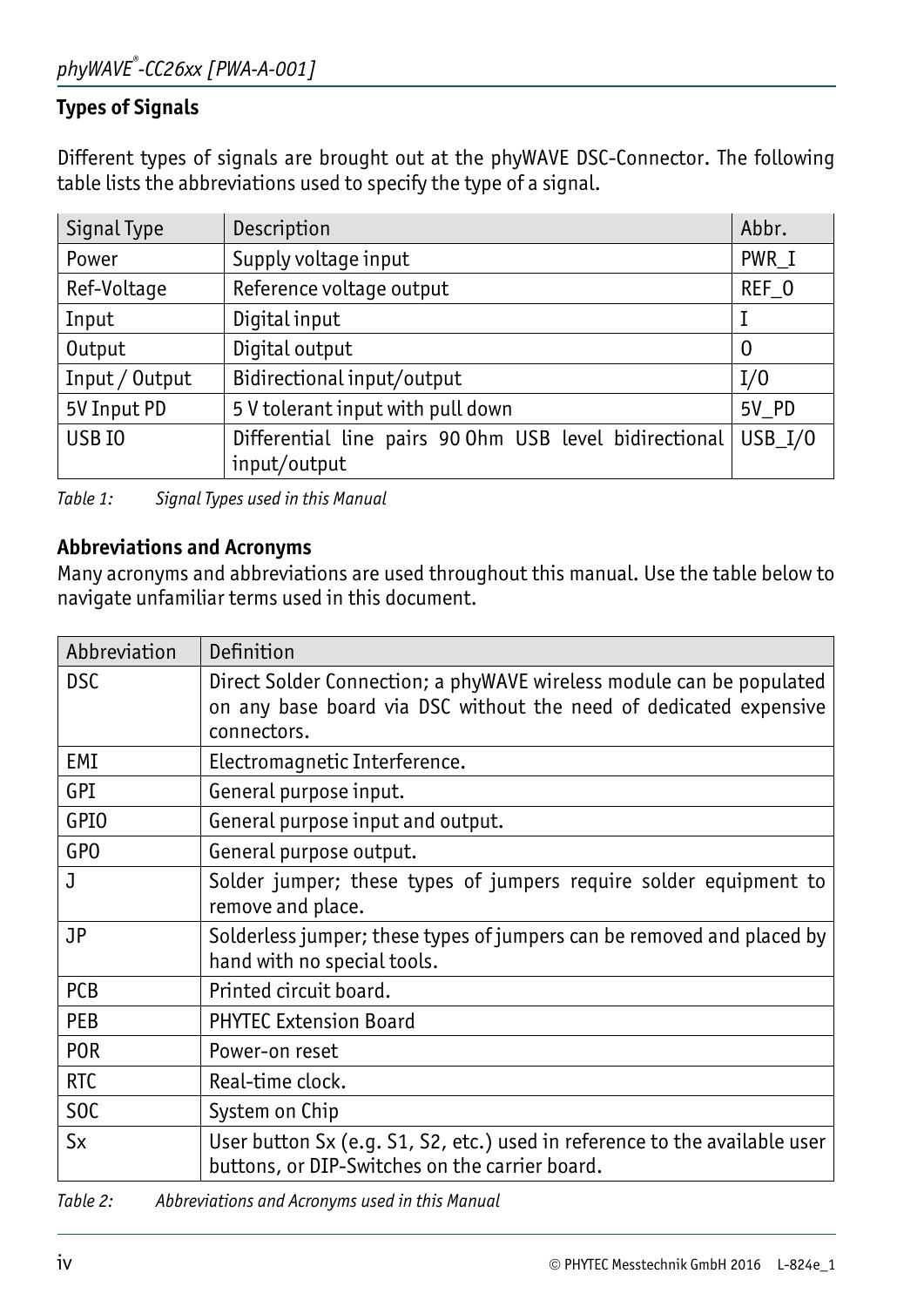### Types of Signals

Different types of signals are brought out at the phyWAVE DSC-Connector. The following table lists the abbreviations used to specify the type of a signal.

| Signal Type | Description | Abbr. |
| --- | --- | --- |
| Power | Supply voltage input | PWR_I |
| Ref-Voltage | Reference voltage output | REF_O |
| Input | Digital input | I |
| Output | Digital output | O |
| Input / Output | Bidirectional input/output | I/O |
| 5V Input PD | 5 V tolerant input with pull down | 5V_PD |
| USB IO | Differential line pairs 90 Ohm USB level bidirectional input/output | USB_I/O |

*Table 1: Signal Types used in this Manual*

### Abbreviations and Acronyms

Many acronyms and abbreviations are used throughout this manual. Use the table below to navigate unfamiliar terms used in this document.

| Abbreviation | Definition |
| --- | --- |
| DSC | Direct Solder Connection; a phyWAVE wireless module can be populated on any base board via DSC without the need of dedicated expensive connectors. |
| EMI | Electromagnetic Interference. |
| GPI | General purpose input. |
| GPIO | General purpose input and output. |
| GPO | General purpose output. |
| J | Solder jumper; these types of jumpers require solder equipment to remove and place. |
| JP | Solderless jumper; these types of jumpers can be removed and placed by hand with no special tools. |
| PCB | Printed circuit board. |
| PEB | PHYTEC Extension Board |
| POR | Power-on reset |
| RTC | Real-time clock. |
| SOC | System on Chip |
| Sx | User button Sx (e.g. S1, S2, etc.) used in reference to the available user buttons, or DIP-Switches on the carrier board. |

*Table 2: Abbreviations and Acronyms used in this Manual*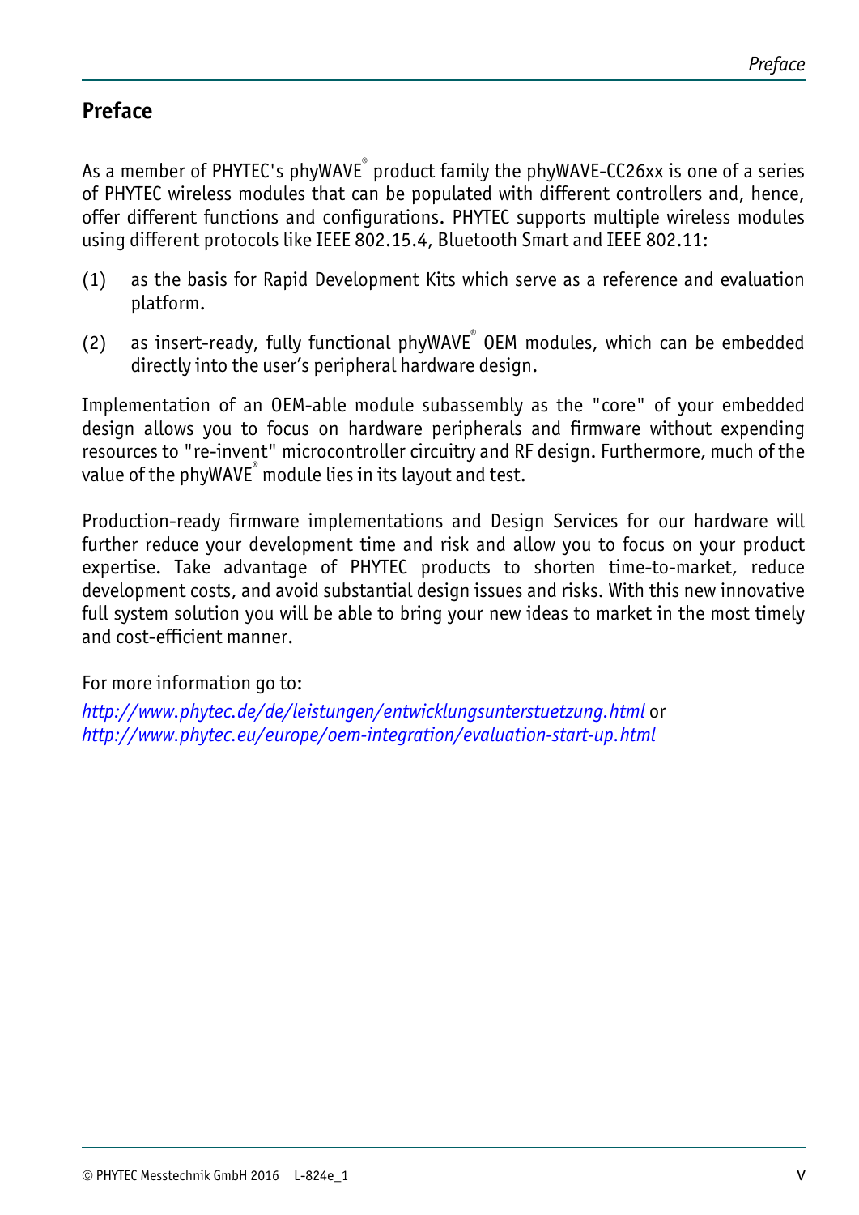# Preface

As a member of PHYTEC's phyWAVE® product family the phyWAVE-CC26xx is one of a series of PHYTEC wireless modules that can be populated with different controllers and, hence, offer different functions and configurations. PHYTEC supports multiple wireless modules using different protocols like IEEE 802.15.4, Bluetooth Smart and IEEE 802.11:

(1) as the basis for Rapid Development Kits which serve as a reference and evaluation platform.

(2) as insert-ready, fully functional phyWAVE® OEM modules, which can be embedded directly into the user's peripheral hardware design.

Implementation of an OEM-able module subassembly as the "core" of your embedded design allows you to focus on hardware peripherals and firmware without expending resources to "re-invent" microcontroller circuitry and RF design. Furthermore, much of the value of the phyWAVE® module lies in its layout and test.

Production-ready firmware implementations and Design Services for our hardware will further reduce your development time and risk and allow you to focus on your product expertise. Take advantage of PHYTEC products to shorten time-to-market, reduce development costs, and avoid substantial design issues and risks. With this new innovative full system solution you will be able to bring your new ideas to market in the most timely and cost-efficient manner.

For more information go to:
*http://www.phytec.de/de/leistungen/entwicklungsunterstuetzung.html* or
*http://www.phytec.eu/europe/oem-integration/evaluation-start-up.html*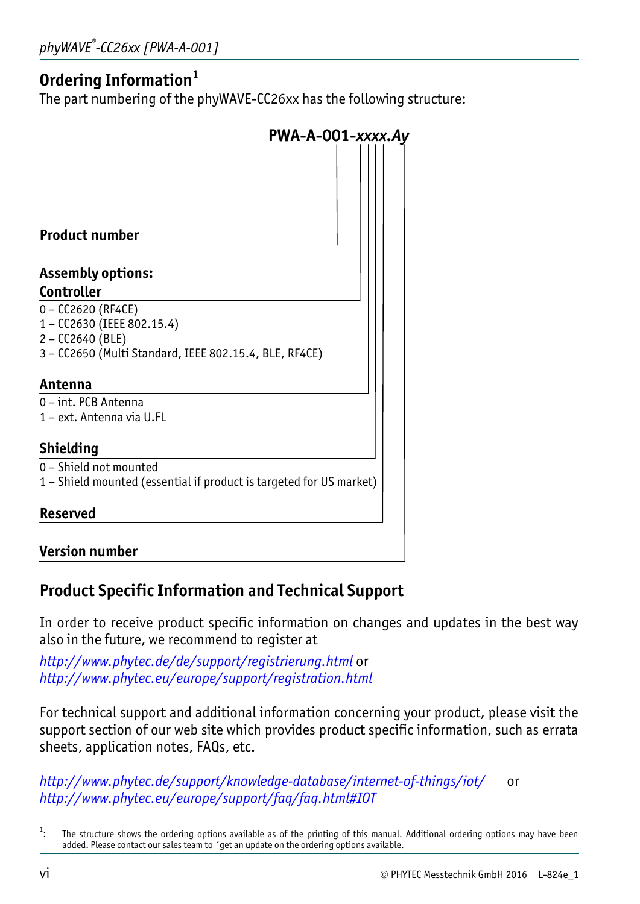## Ordering Information[1]

The part numbering of the phyWAVE-CC26xx has the following structure:

**PWA-A-001-*xxxx.Ay***

**Product number**

**Assembly options:**

**Controller**

0 – CC2620 (RF4CE)
1 – CC2630 (IEEE 802.15.4)
2 – CC2640 (BLE)
3 – CC2650 (Multi Standard, IEEE 802.15.4, BLE, RF4CE)

**Antenna**

0 – int. PCB Antenna
1 – ext. Antenna via U.FL

**Shielding**

0 – Shield not mounted
1 – Shield mounted (essential if product is targeted for US market)

**Reserved**

**Version number**

## Product Specific Information and Technical Support

In order to receive product specific information on changes and updates in the best way also in the future, we recommend to register at

*http://www.phytec.de/de/support/registrierung.html* or
*http://www.phytec.eu/europe/support/registration.html*

For technical support and additional information concerning your product, please visit the support section of our web site which provides product specific information, such as errata sheets, application notes, FAQs, etc.

*http://www.phytec.de/support/knowledge-database/internet-of-things/iot/* or
*http://www.phytec.eu/europe/support/faq/faq.html#IOT*

[1]: The structure shows the ordering options available as of the printing of this manual. Additional ordering options may have been added. Please contact our sales team to ´get an update on the ordering options available.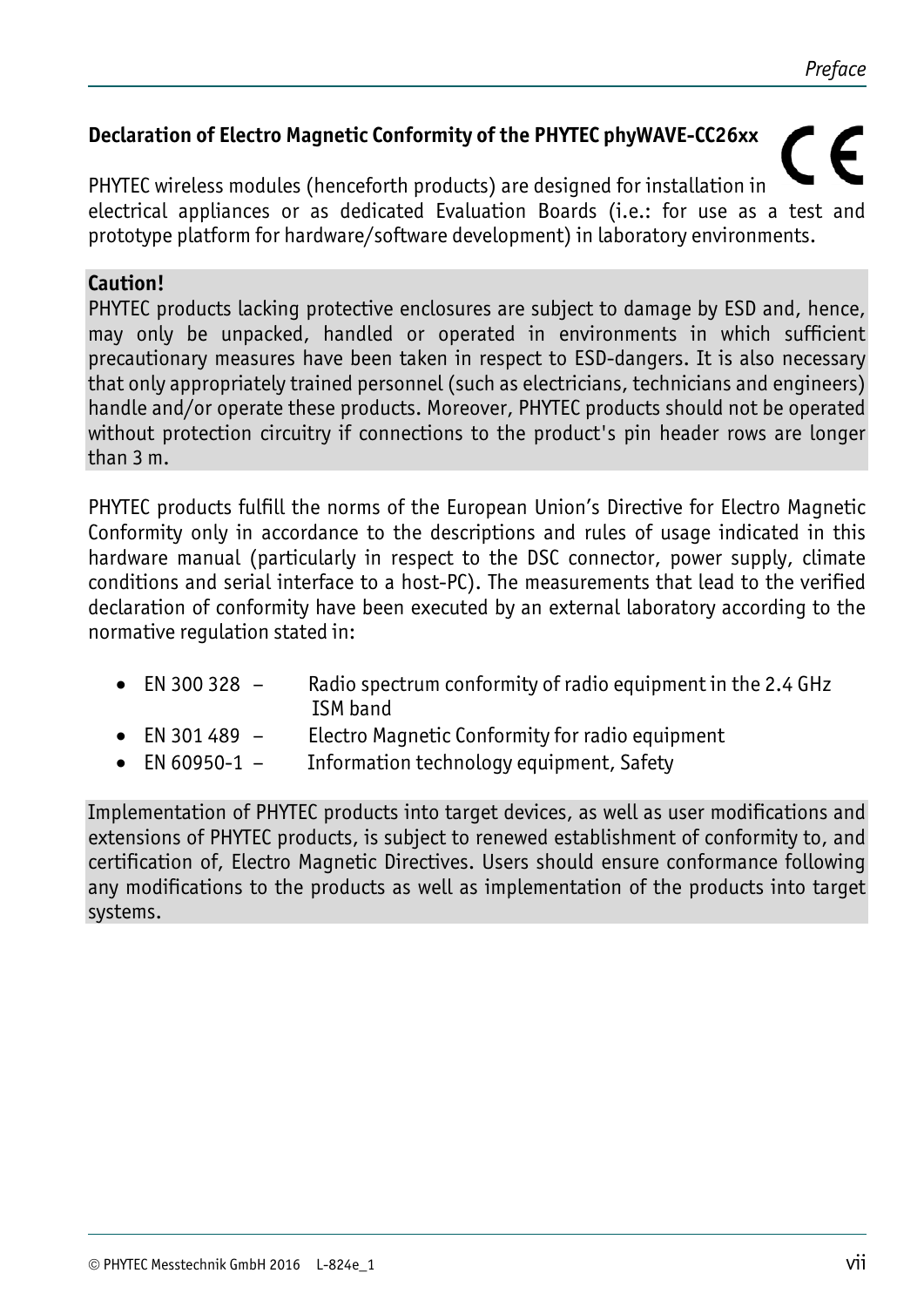**Declaration of Electro Magnetic Conformity of the PHYTEC phyWAVE-CC26xx**

PHYTEC wireless modules (henceforth products) are designed for installation in electrical appliances or as dedicated Evaluation Boards (i.e.: for use as a test and prototype platform for hardware/software development) in laboratory environments.

**Caution!**
PHYTEC products lacking protective enclosures are subject to damage by ESD and, hence, may only be unpacked, handled or operated in environments in which sufficient precautionary measures have been taken in respect to ESD-dangers. It is also necessary that only appropriately trained personnel (such as electricians, technicians and engineers) handle and/or operate these products. Moreover, PHYTEC products should not be operated without protection circuitry if connections to the product's pin header rows are longer than 3 m.

PHYTEC products fulfill the norms of the European Union's Directive for Electro Magnetic Conformity only in accordance to the descriptions and rules of usage indicated in this hardware manual (particularly in respect to the DSC connector, power supply, climate conditions and serial interface to a host-PC). The measurements that lead to the verified declaration of conformity have been executed by an external laboratory according to the normative regulation stated in:

- EN 300 328 – Radio spectrum conformity of radio equipment in the 2.4 GHz ISM band
- EN 301 489 – Electro Magnetic Conformity for radio equipment
- EN 60950-1 – Information technology equipment, Safety

Implementation of PHYTEC products into target devices, as well as user modifications and extensions of PHYTEC products, is subject to renewed establishment of conformity to, and certification of, Electro Magnetic Directives. Users should ensure conformance following any modifications to the products as well as implementation of the products into target systems.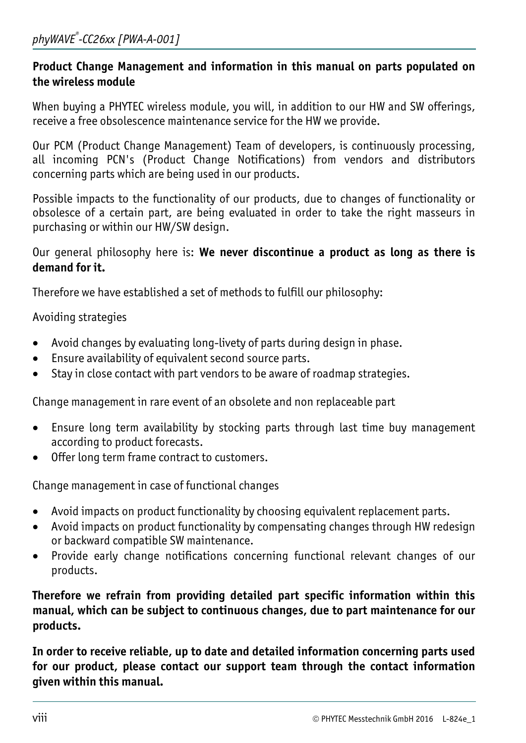**Product Change Management and information in this manual on parts populated on the wireless module**

When buying a PHYTEC wireless module, you will, in addition to our HW and SW offerings, receive a free obsolescence maintenance service for the HW we provide.

Our PCM (Product Change Management) Team of developers, is continuously processing, all incoming PCN's (Product Change Notifications) from vendors and distributors concerning parts which are being used in our products.

Possible impacts to the functionality of our products, due to changes of functionality or obsolesce of a certain part, are being evaluated in order to take the right masseurs in purchasing or within our HW/SW design.

Our general philosophy here is: **We never discontinue a product as long as there is demand for it.**

Therefore we have established a set of methods to fulfill our philosophy:

Avoiding strategies

- Avoid changes by evaluating long-livety of parts during design in phase.
- Ensure availability of equivalent second source parts.
- Stay in close contact with part vendors to be aware of roadmap strategies.

Change management in rare event of an obsolete and non replaceable part

- Ensure long term availability by stocking parts through last time buy management according to product forecasts.
- Offer long term frame contract to customers.

Change management in case of functional changes

- Avoid impacts on product functionality by choosing equivalent replacement parts.
- Avoid impacts on product functionality by compensating changes through HW redesign or backward compatible SW maintenance.
- Provide early change notifications concerning functional relevant changes of our products.

**Therefore we refrain from providing detailed part specific information within this manual, which can be subject to continuous changes, due to part maintenance for our products.**

**In order to receive reliable, up to date and detailed information concerning parts used for our product, please contact our support team through the contact information given within this manual.**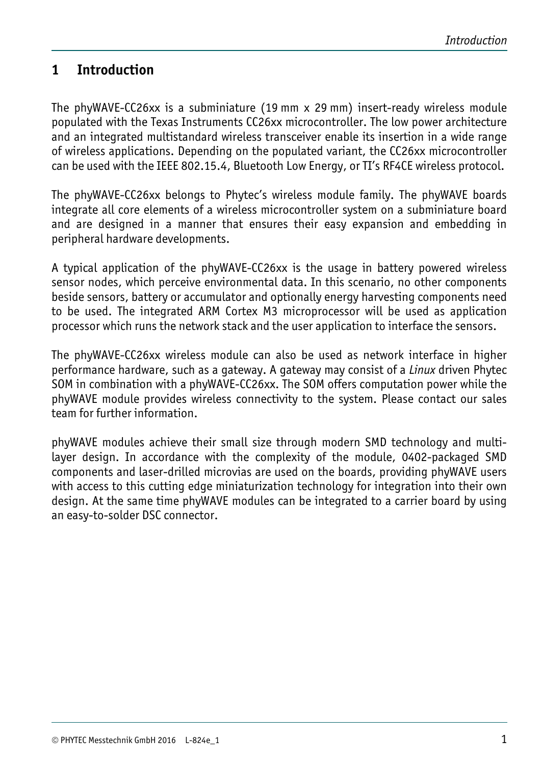# 1 Introduction

The phyWAVE-CC26xx is a subminiature (19 mm x 29 mm) insert-ready wireless module populated with the Texas Instruments CC26xx microcontroller. The low power architecture and an integrated multistandard wireless transceiver enable its insertion in a wide range of wireless applications. Depending on the populated variant, the CC26xx microcontroller can be used with the IEEE 802.15.4, Bluetooth Low Energy, or TI's RF4CE wireless protocol.

The phyWAVE-CC26xx belongs to Phytec's wireless module family. The phyWAVE boards integrate all core elements of a wireless microcontroller system on a subminiature board and are designed in a manner that ensures their easy expansion and embedding in peripheral hardware developments.

A typical application of the phyWAVE-CC26xx is the usage in battery powered wireless sensor nodes, which perceive environmental data. In this scenario, no other components beside sensors, battery or accumulator and optionally energy harvesting components need to be used. The integrated ARM Cortex M3 microprocessor will be used as application processor which runs the network stack and the user application to interface the sensors.

The phyWAVE-CC26xx wireless module can also be used as network interface in higher performance hardware, such as a gateway. A gateway may consist of a *Linux* driven Phytec SOM in combination with a phyWAVE-CC26xx. The SOM offers computation power while the phyWAVE module provides wireless connectivity to the system. Please contact our sales team for further information.

phyWAVE modules achieve their small size through modern SMD technology and multi-layer design. In accordance with the complexity of the module, 0402-packaged SMD components and laser-drilled microvias are used on the boards, providing phyWAVE users with access to this cutting edge miniaturization technology for integration into their own design. At the same time phyWAVE modules can be integrated to a carrier board by using an easy-to-solder DSC connector.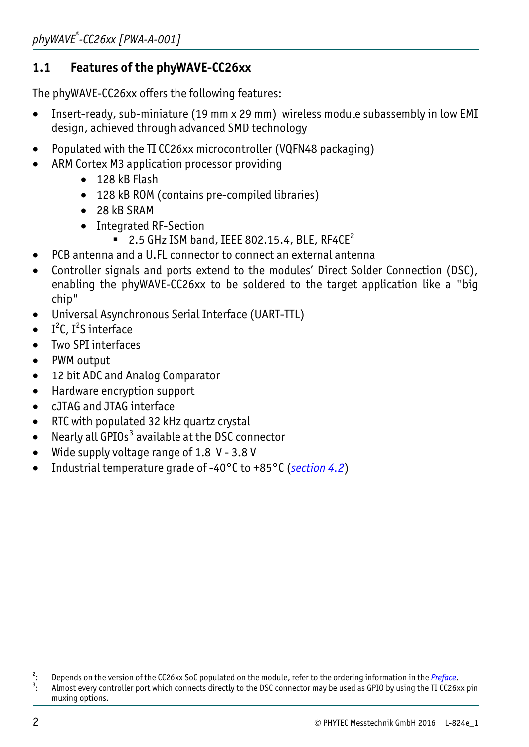## 1.1 Features of the phyWAVE-CC26xx

The phyWAVE-CC26xx offers the following features:

- Insert-ready, sub-miniature (19 mm x 29 mm) wireless module subassembly in low EMI design, achieved through advanced SMD technology
- Populated with the TI CC26xx microcontroller (VQFN48 packaging)
- ARM Cortex M3 application processor providing
  - 128 kB Flash
  - 128 kB ROM (contains pre-compiled libraries)
  - 28 kB SRAM
  - Integrated RF-Section
    - 2.5 GHz ISM band, IEEE 802.15.4, BLE, RF4CE[2]
- PCB antenna and a U.FL connector to connect an external antenna
- Controller signals and ports extend to the modules' Direct Solder Connection (DSC), enabling the phyWAVE-CC26xx to be soldered to the target application like a "big chip"
- Universal Asynchronous Serial Interface (UART-TTL)
- I$^2$C, I$^2$S interface
- Two SPI interfaces
- PWM output
- 12 bit ADC and Analog Comparator
- Hardware encryption support
- cJTAG and JTAG interface
- RTC with populated 32 kHz quartz crystal
- Nearly all GPIOs[3] available at the DSC connector
- Wide supply voltage range of 1.8 V - 3.8 V
- Industrial temperature grade of -40°C to +85°C (*section 4.2*)

---

[2]: Depends on the version of the CC26xx SoC populated on the module, refer to the ordering information in the *Preface*.

[3]: Almost every controller port which connects directly to the DSC connector may be used as GPIO by using the TI CC26xx pin muxing options.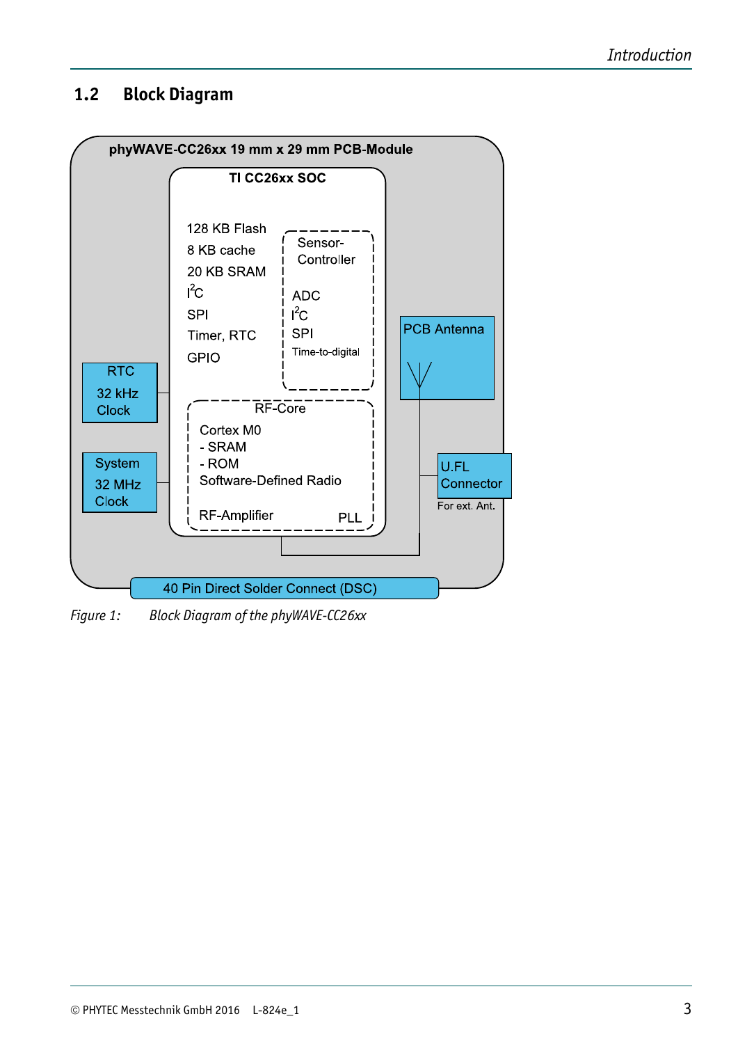## 1.2 Block Diagram

*Figure 1: Block Diagram of the phyWAVE-CC26xx*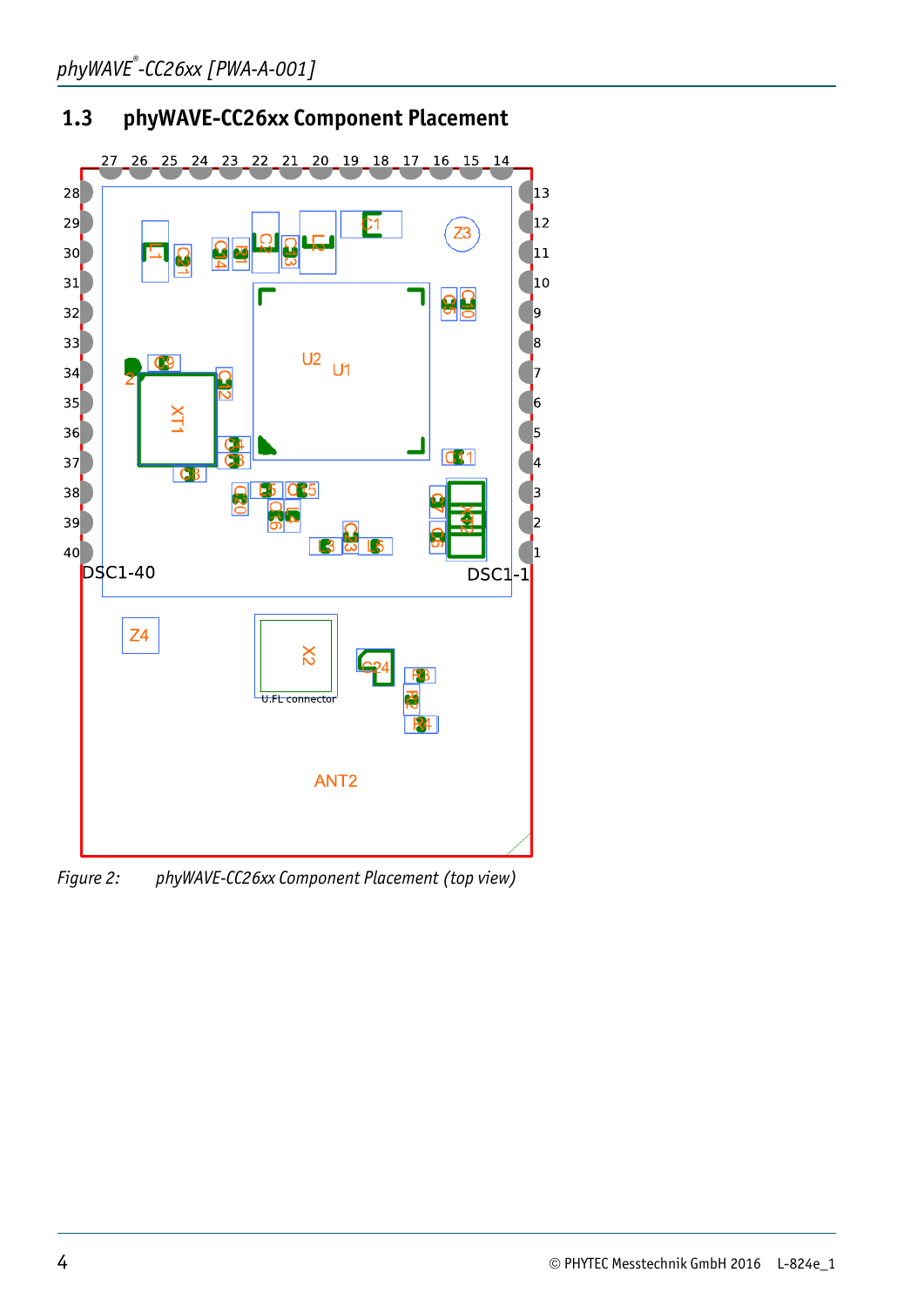## 1.3 phyWAVE-CC26xx Component Placement

*Figure 2: phyWAVE-CC26xx Component Placement (top view)*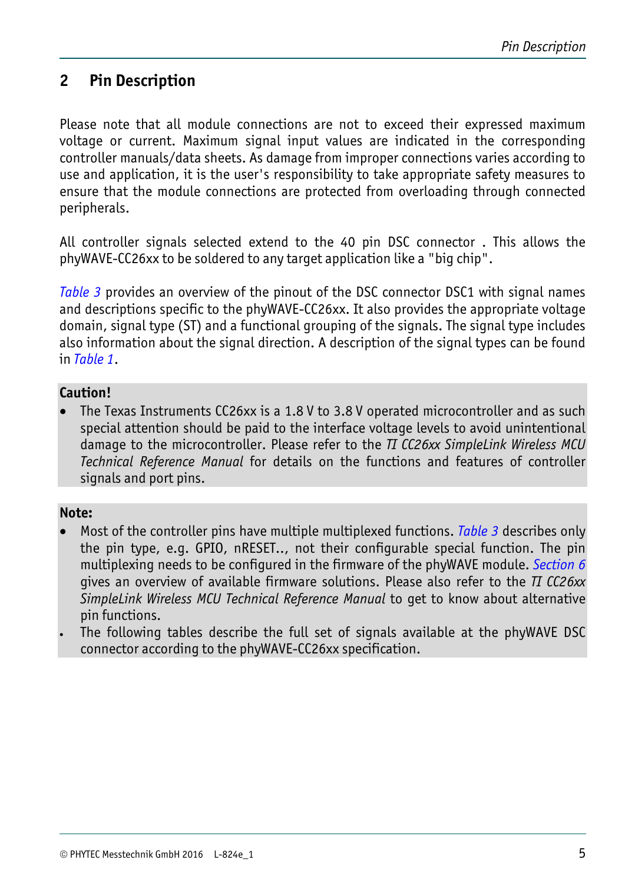# 2 Pin Description

Please note that all module connections are not to exceed their expressed maximum voltage or current. Maximum signal input values are indicated in the corresponding controller manuals/data sheets. As damage from improper connections varies according to use and application, it is the user's responsibility to take appropriate safety measures to ensure that the module connections are protected from overloading through connected peripherals.

All controller signals selected extend to the 40 pin DSC connector . This allows the phyWAVE-CC26xx to be soldered to any target application like a "big chip".

*Table 3* provides an overview of the pinout of the DSC connector DSC1 with signal names and descriptions specific to the phyWAVE-CC26xx. It also provides the appropriate voltage domain, signal type (ST) and a functional grouping of the signals. The signal type includes also information about the signal direction. A description of the signal types can be found in *Table 1*.

**Caution!**

- The Texas Instruments CC26xx is a 1.8 V to 3.8 V operated microcontroller and as such special attention should be paid to the interface voltage levels to avoid unintentional damage to the microcontroller. Please refer to the *TI CC26xx SimpleLink Wireless MCU Technical Reference Manual* for details on the functions and features of controller signals and port pins.

**Note:**

- Most of the controller pins have multiple multiplexed functions. *Table 3* describes only the pin type, e.g. GPIO, nRESET.., not their configurable special function. The pin multiplexing needs to be configured in the firmware of the phyWAVE module. *Section 6* gives an overview of available firmware solutions. Please also refer to the *TI CC26xx SimpleLink Wireless MCU Technical Reference Manual* to get to know about alternative pin functions.
- The following tables describe the full set of signals available at the phyWAVE DSC connector according to the phyWAVE-CC26xx specification.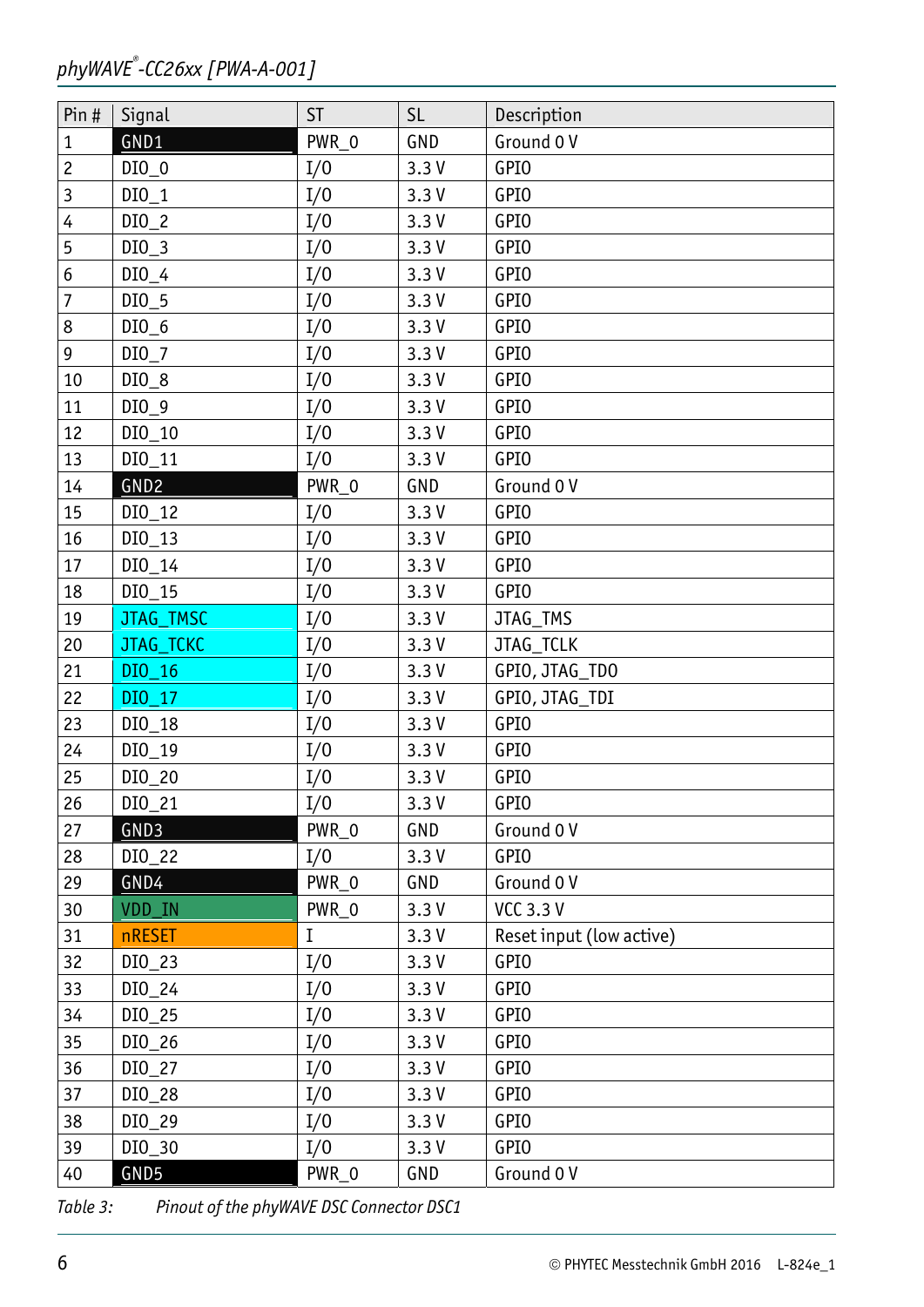| Pin # | Signal | ST | SL | Description |
|---|---|---|---|---|
| 1 | GND1 | PWR_0 | GND | Ground 0 V |
| 2 | DIO_0 | I/O | 3.3 V | GPIO |
| 3 | DIO_1 | I/O | 3.3 V | GPIO |
| 4 | DIO_2 | I/O | 3.3 V | GPIO |
| 5 | DIO_3 | I/O | 3.3 V | GPIO |
| 6 | DIO_4 | I/O | 3.3 V | GPIO |
| 7 | DIO_5 | I/O | 3.3 V | GPIO |
| 8 | DIO_6 | I/O | 3.3 V | GPIO |
| 9 | DIO_7 | I/O | 3.3 V | GPIO |
| 10 | DIO_8 | I/O | 3.3 V | GPIO |
| 11 | DIO_9 | I/O | 3.3 V | GPIO |
| 12 | DIO_10 | I/O | 3.3 V | GPIO |
| 13 | DIO_11 | I/O | 3.3 V | GPIO |
| 14 | GND2 | PWR_0 | GND | Ground 0 V |
| 15 | DIO_12 | I/O | 3.3 V | GPIO |
| 16 | DIO_13 | I/O | 3.3 V | GPIO |
| 17 | DIO_14 | I/O | 3.3 V | GPIO |
| 18 | DIO_15 | I/O | 3.3 V | GPIO |
| 19 | JTAG_TMSC | I/O | 3.3 V | JTAG_TMS |
| 20 | JTAG_TCKC | I/O | 3.3 V | JTAG_TCLK |
| 21 | DIO_16 | I/O | 3.3 V | GPIO, JTAG_TDO |
| 22 | DIO_17 | I/O | 3.3 V | GPIO, JTAG_TDI |
| 23 | DIO_18 | I/O | 3.3 V | GPIO |
| 24 | DIO_19 | I/O | 3.3 V | GPIO |
| 25 | DIO_20 | I/O | 3.3 V | GPIO |
| 26 | DIO_21 | I/O | 3.3 V | GPIO |
| 27 | GND3 | PWR_0 | GND | Ground 0 V |
| 28 | DIO_22 | I/O | 3.3 V | GPIO |
| 29 | GND4 | PWR_0 | GND | Ground 0 V |
| 30 | VDD_IN | PWR_0 | 3.3 V | VCC 3.3 V |
| 31 | nRESET | I | 3.3 V | Reset input (low active) |
| 32 | DIO_23 | I/O | 3.3 V | GPIO |
| 33 | DIO_24 | I/O | 3.3 V | GPIO |
| 34 | DIO_25 | I/O | 3.3 V | GPIO |
| 35 | DIO_26 | I/O | 3.3 V | GPIO |
| 36 | DIO_27 | I/O | 3.3 V | GPIO |
| 37 | DIO_28 | I/O | 3.3 V | GPIO |
| 38 | DIO_29 | I/O | 3.3 V | GPIO |
| 39 | DIO_30 | I/O | 3.3 V | GPIO |
| 40 | GND5 | PWR_0 | GND | Ground 0 V |

*Table 3: Pinout of the phyWAVE DSC Connector DSC1*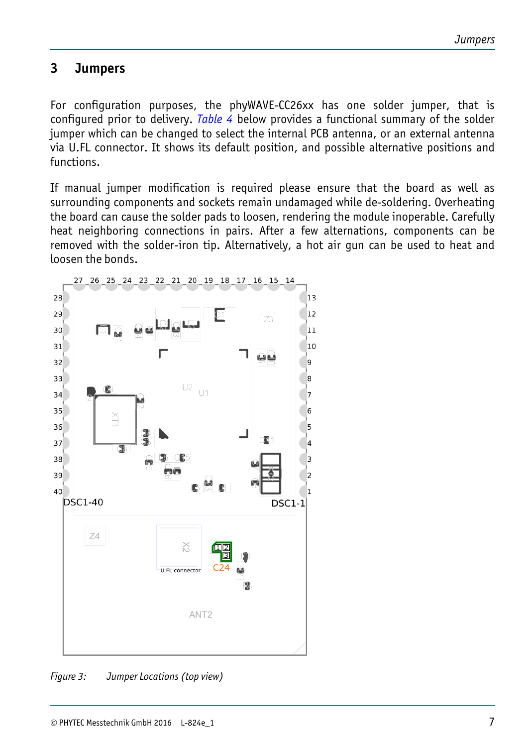# 3 Jumpers

For configuration purposes, the phyWAVE-CC26xx has one solder jumper, that is configured prior to delivery. *Table 4* below provides a functional summary of the solder jumper which can be changed to select the internal PCB antenna, or an external antenna via U.FL connector. It shows its default position, and possible alternative positions and functions.

If manual jumper modification is required please ensure that the board as well as surrounding components and sockets remain undamaged while de-soldering. Overheating the board can cause the solder pads to loosen, rendering the module inoperable. Carefully heat neighboring connections in pairs. After a few alternations, components can be removed with the solder-iron tip. Alternatively, a hot air gun can be used to heat and loosen the bonds.

*Figure 3: Jumper Locations (top view)*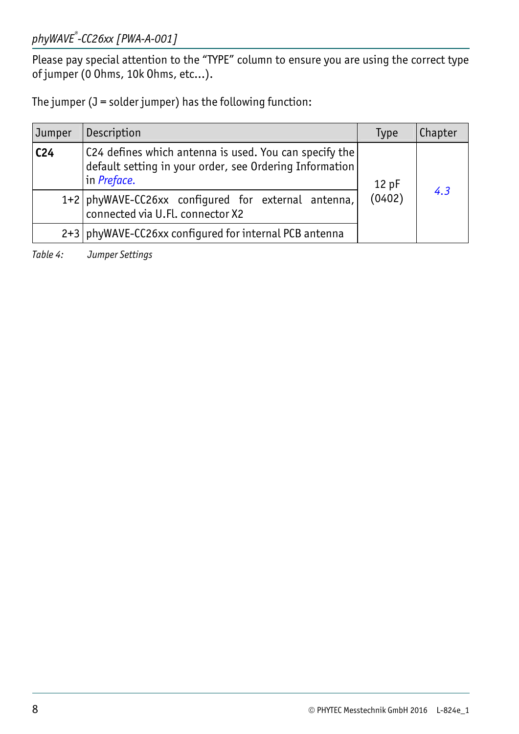Please pay special attention to the “TYPE” column to ensure you are using the correct type of jumper (0 Ohms, 10k Ohms, etc...).

The jumper (J = solder jumper) has the following function:

| Jumper | Description | Type | Chapter |
|---|---|---|---|
| **C24** | C24 defines which antenna is used. You can specify the default setting in your order, see Ordering Information in *Preface.* | 12 pF (0402) | *4.3* |
| 1+2 | phyWAVE-CC26xx configured for external antenna, connected via U.Fl. connector X2 | | |
| 2+3 | phyWAVE-CC26xx configured for internal PCB antenna | | |

*Table 4: Jumper Settings*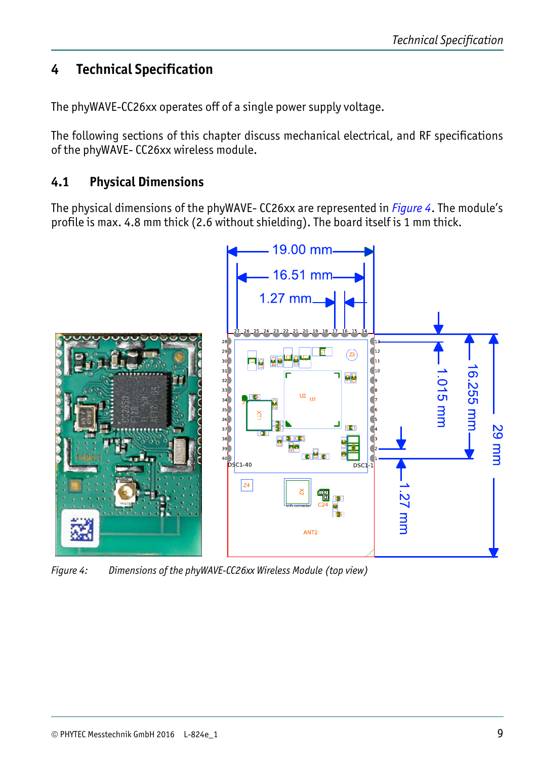# 4 Technical Specification

The phyWAVE-CC26xx operates off of a single power supply voltage.

The following sections of this chapter discuss mechanical electrical, and RF specifications of the phyWAVE- CC26xx wireless module.

## 4.1 Physical Dimensions

The physical dimensions of the phyWAVE- CC26xx are represented in *Figure 4*. The module's profile is max. 4.8 mm thick (2.6 without shielding). The board itself is 1 mm thick.

*Figure 4: Dimensions of the phyWAVE-CC26xx Wireless Module (top view)*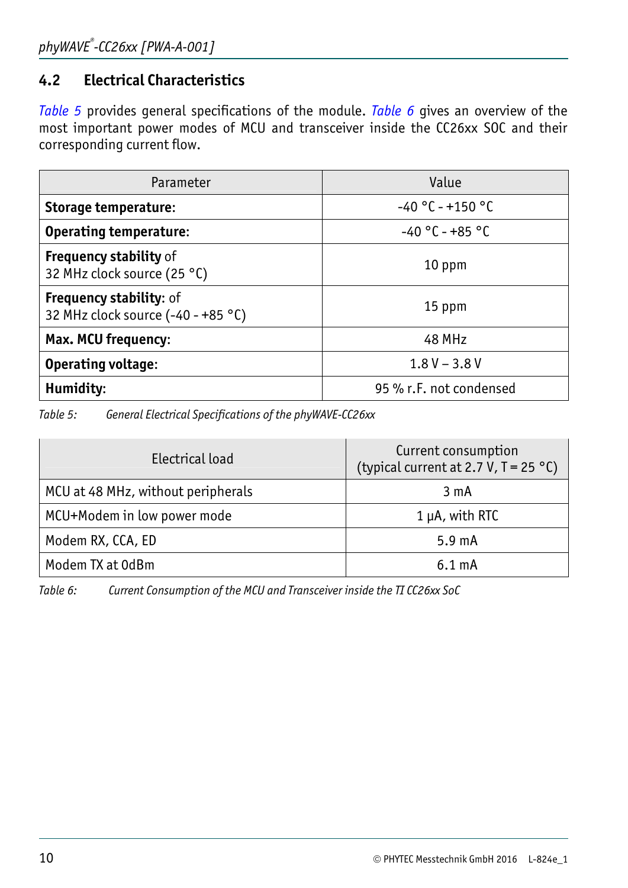## 4.2 Electrical Characteristics

*Table 5* provides general specifications of the module. *Table 6* gives an overview of the most important power modes of MCU and transceiver inside the CC26xx SOC and their corresponding current flow.

| Parameter | Value |
|---|---|
| **Storage temperature**: | -40 °C - +150 °C |
| **Operating temperature**: | -40 °C - +85 °C |
| **Frequency stability** of 32 MHz clock source (25 °C) | 10 ppm |
| **Frequency stability**: of 32 MHz clock source (-40 - +85 °C) | 15 ppm |
| **Max. MCU frequency**: | 48 MHz |
| **Operating voltage**: | 1.8 V – 3.8 V |
| **Humidity**: | 95 % r.F. not condensed |

*Table 5: General Electrical Specifications of the phyWAVE-CC26xx*

| Electrical load | Current consumption (typical current at 2.7 V, T = 25 °C) |
|---|---|
| MCU at 48 MHz, without peripherals | 3 mA |
| MCU+Modem in low power mode | 1 µA, with RTC |
| Modem RX, CCA, ED | 5.9 mA |
| Modem TX at 0dBm | 6.1 mA |

*Table 6: Current Consumption of the MCU and Transceiver inside the TI CC26xx SoC*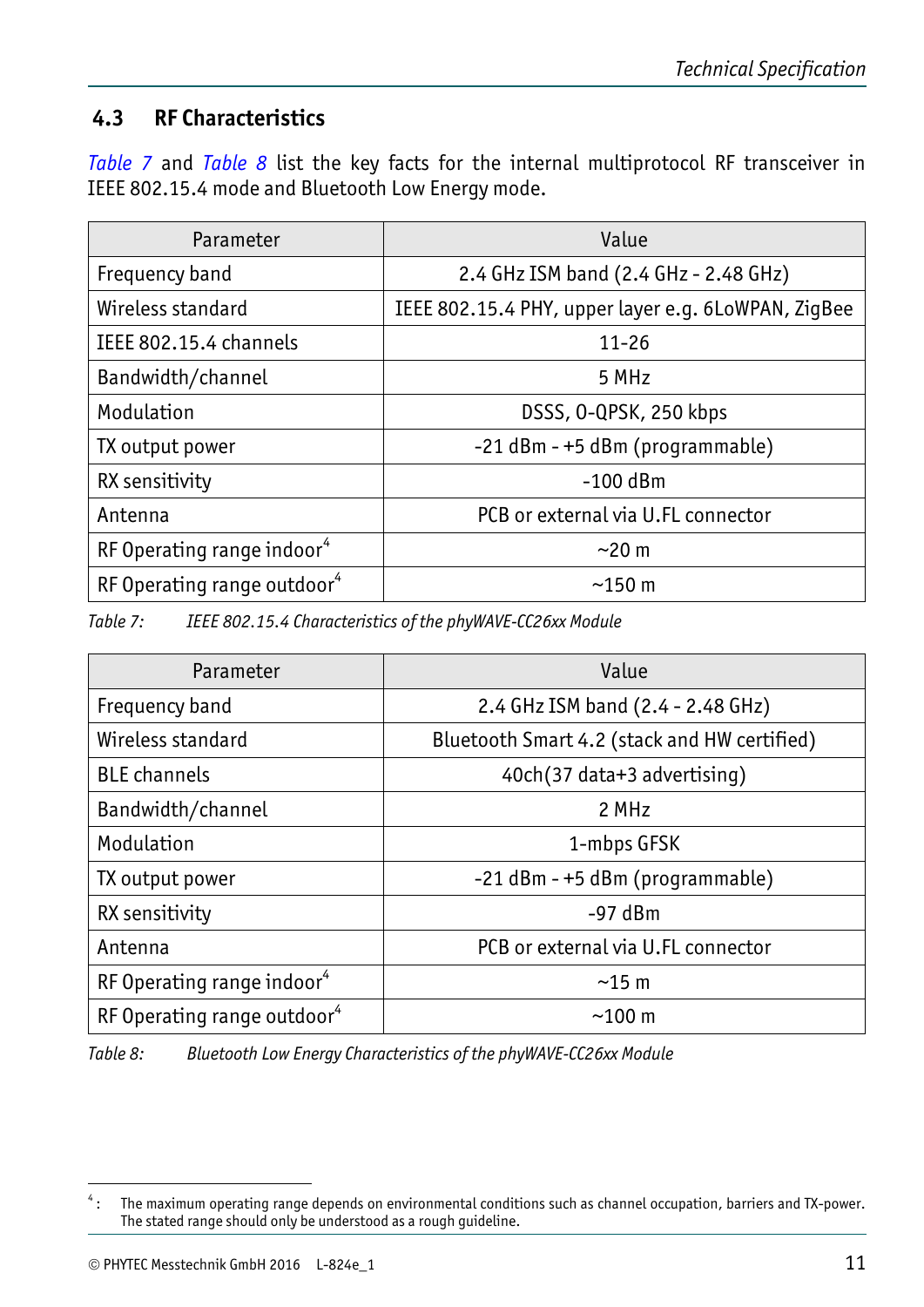## 4.3 RF Characteristics

*Table 7* and *Table 8* list the key facts for the internal multiprotocol RF transceiver in IEEE 802.15.4 mode and Bluetooth Low Energy mode.

| Parameter | Value |
|---|---|
| Frequency band | 2.4 GHz ISM band (2.4 GHz - 2.48 GHz) |
| Wireless standard | IEEE 802.15.4 PHY, upper layer e.g. 6LoWPAN, ZigBee |
| IEEE 802.15.4 channels | 11-26 |
| Bandwidth/channel | 5 MHz |
| Modulation | DSSS, O-QPSK, 250 kbps |
| TX output power | -21 dBm - +5 dBm (programmable) |
| RX sensitivity | -100 dBm |
| Antenna | PCB or external via U.FL connector |
| RF Operating range indoor[4] | ~20 m |
| RF Operating range outdoor[4] | ~150 m |

*Table 7: IEEE 802.15.4 Characteristics of the phyWAVE-CC26xx Module*

| Parameter | Value |
|---|---|
| Frequency band | 2.4 GHz ISM band (2.4 - 2.48 GHz) |
| Wireless standard | Bluetooth Smart 4.2 (stack and HW certified) |
| BLE channels | 40ch(37 data+3 advertising) |
| Bandwidth/channel | 2 MHz |
| Modulation | 1-mbps GFSK |
| TX output power | -21 dBm - +5 dBm (programmable) |
| RX sensitivity | -97 dBm |
| Antenna | PCB or external via U.FL connector |
| RF Operating range indoor[4] | ~15 m |
| RF Operating range outdoor[4] | ~100 m |

*Table 8: Bluetooth Low Energy Characteristics of the phyWAVE-CC26xx Module*

[4]: The maximum operating range depends on environmental conditions such as channel occupation, barriers and TX-power. The stated range should only be understood as a rough guideline.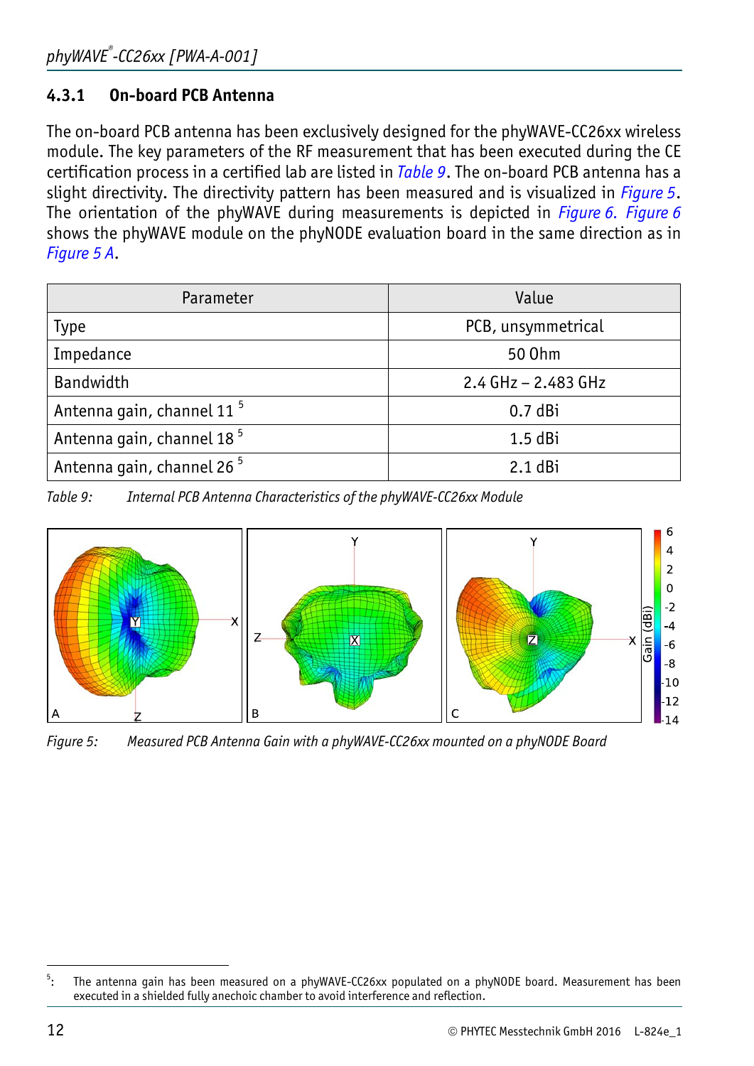### 4.3.1 On-board PCB Antenna

The on-board PCB antenna has been exclusively designed for the phyWAVE-CC26xx wireless module. The key parameters of the RF measurement that has been executed during the CE certification process in a certified lab are listed in *Table 9*. The on-board PCB antenna has a slight directivity. The directivity pattern has been measured and is visualized in *Figure 5*. The orientation of the phyWAVE during measurements is depicted in *Figure 6*. *Figure 6* shows the phyWAVE module on the phyNODE evaluation board in the same direction as in *Figure 5 A*.

| Parameter | Value |
|---|---|
| Type | PCB, unsymmetrical |
| Impedance | 50 Ohm |
| Bandwidth | 2.4 GHz – 2.483 GHz |
| Antenna gain, channel 11 [5] | 0.7 dBi |
| Antenna gain, channel 18 [5] | 1.5 dBi |
| Antenna gain, channel 26 [5] | 2.1 dBi |

*Table 9: Internal PCB Antenna Characteristics of the phyWAVE-CC26xx Module*

*Figure 5: Measured PCB Antenna Gain with a phyWAVE-CC26xx mounted on a phyNODE Board*

5: The antenna gain has been measured on a phyWAVE-CC26xx populated on a phyNODE board. Measurement has been executed in a shielded fully anechoic chamber to avoid interference and reflection.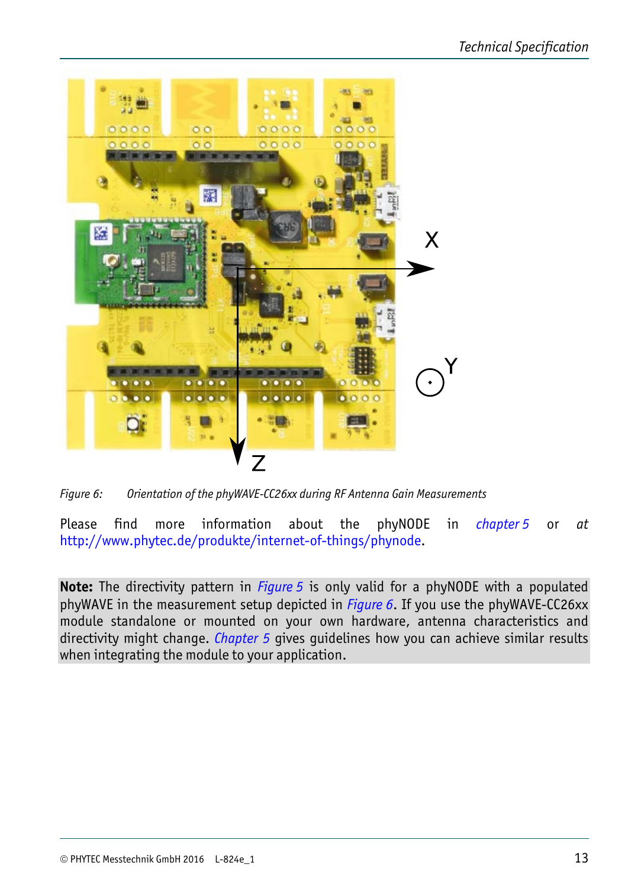*Figure 6: Orientation of the phyWAVE-CC26xx during RF Antenna Gain Measurements*

Please find more information about the phyNODE in *chapter 5* or *at* http://www.phytec.de/produkte/internet-of-things/phynode.

**Note:** The directivity pattern in *Figure 5* is only valid for a phyNODE with a populated phyWAVE in the measurement setup depicted in *Figure 6*. If you use the phyWAVE-CC26xx module standalone or mounted on your own hardware, antenna characteristics and directivity might change. *Chapter 5* gives guidelines how you can achieve similar results when integrating the module to your application.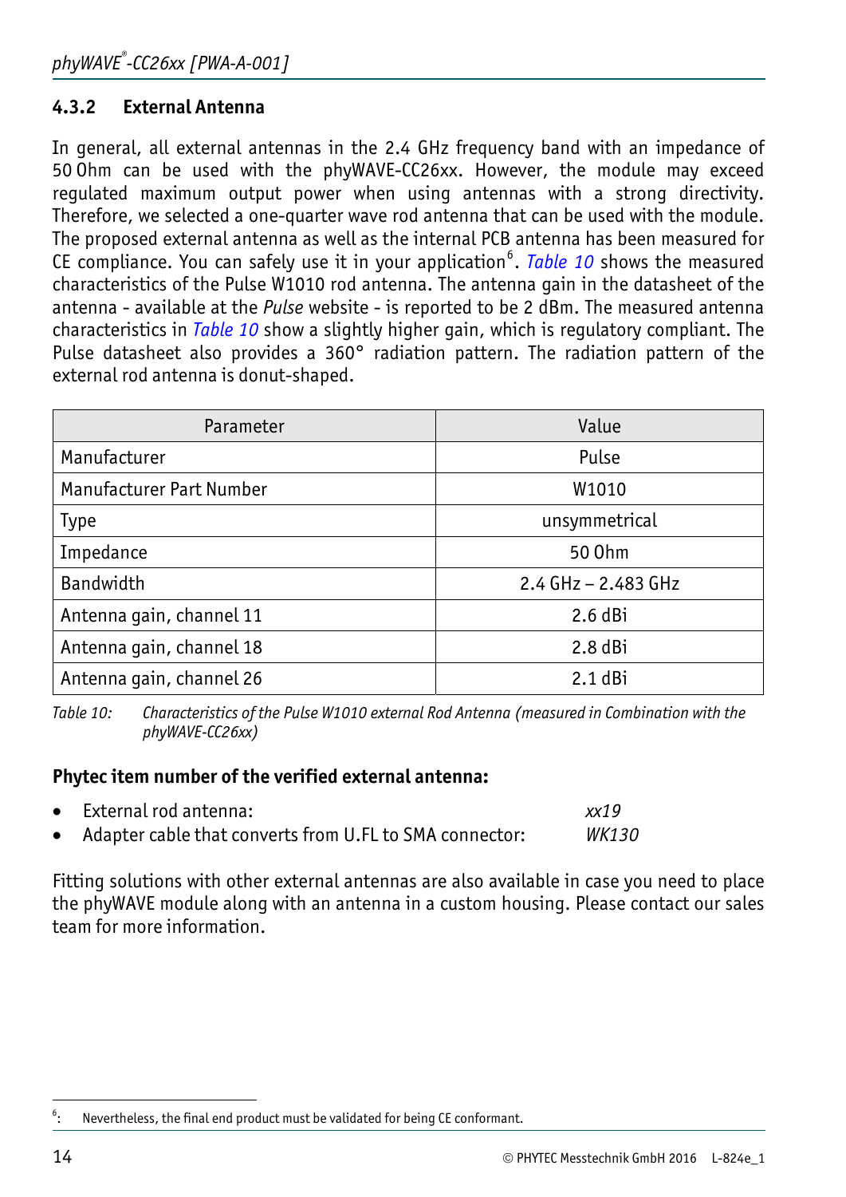### 4.3.2 External Antenna

In general, all external antennas in the 2.4 GHz frequency band with an impedance of 50 Ohm can be used with the phyWAVE-CC26xx. However, the module may exceed regulated maximum output power when using antennas with a strong directivity. Therefore, we selected a one-quarter wave rod antenna that can be used with the module. The proposed external antenna as well as the internal PCB antenna has been measured for CE compliance. You can safely use it in your application[6]. *Table 10* shows the measured characteristics of the Pulse W1010 rod antenna. The antenna gain in the datasheet of the antenna - available at the *Pulse* website - is reported to be 2 dBm. The measured antenna characteristics in *Table 10* show a slightly higher gain, which is regulatory compliant. The Pulse datasheet also provides a 360° radiation pattern. The radiation pattern of the external rod antenna is donut-shaped.

| Parameter | Value |
|---|---|
| Manufacturer | Pulse |
| Manufacturer Part Number | W1010 |
| Type | unsymmetrical |
| Impedance | 50 Ohm |
| Bandwidth | 2.4 GHz – 2.483 GHz |
| Antenna gain, channel 11 | 2.6 dBi |
| Antenna gain, channel 18 | 2.8 dBi |
| Antenna gain, channel 26 | 2.1 dBi |

*Table 10: Characteristics of the Pulse W1010 external Rod Antenna (measured in Combination with the phyWAVE-CC26xx)*

**Phytec item number of the verified external antenna:**

- External rod antenna: *xx19*
- Adapter cable that converts from U.FL to SMA connector: *WK130*

Fitting solutions with other external antennas are also available in case you need to place the phyWAVE module along with an antenna in a custom housing. Please contact our sales team for more information.

[6]: Nevertheless, the final end product must be validated for being CE conformant.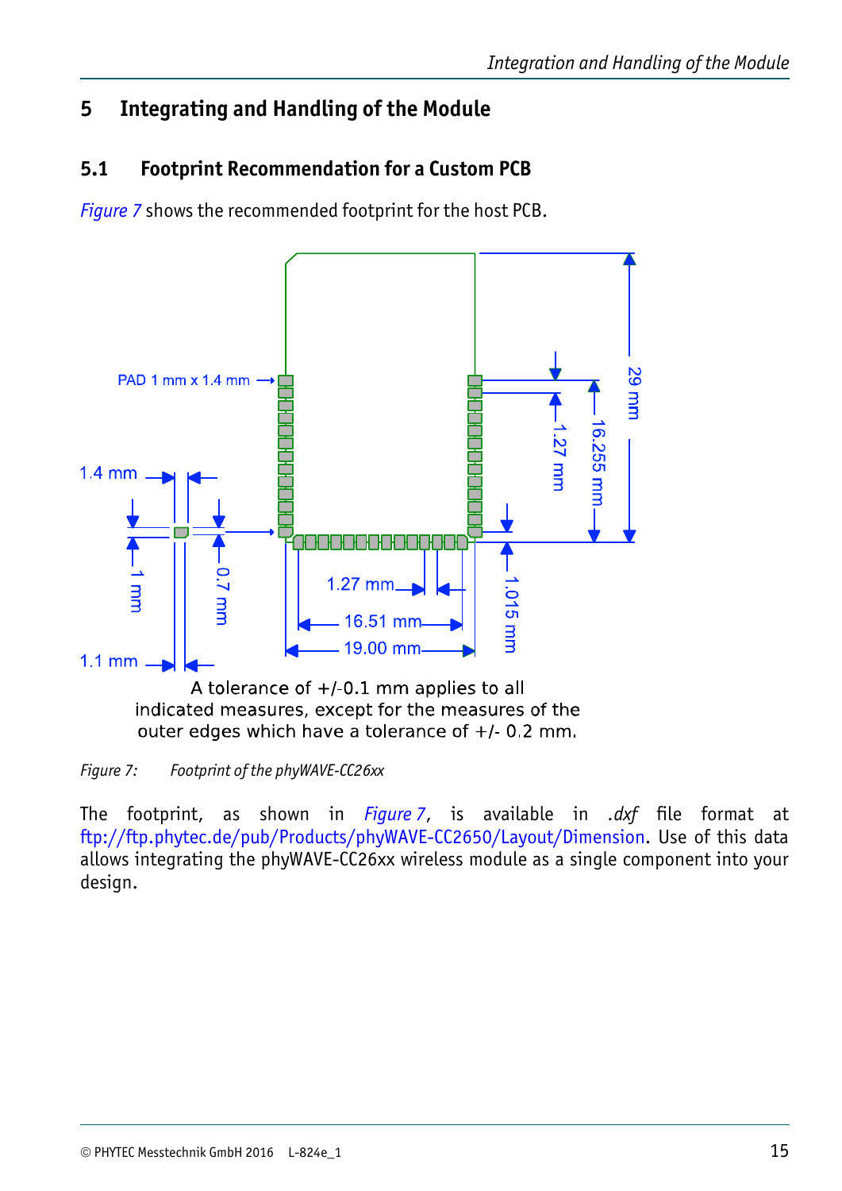# 5 Integrating and Handling of the Module

## 5.1 Footprint Recommendation for a Custom PCB

*Figure 7* shows the recommended footprint for the host PCB.

A tolerance of +/-0.1 mm applies to all indicated measures, except for the measures of the outer edges which have a tolerance of +/- 0.2 mm.

*Figure 7: Footprint of the phyWAVE-CC26xx*

The footprint, as shown in *Figure 7*, is available in *.dxf* file format at ftp://ftp.phytec.de/pub/Products/phyWAVE-CC2650/Layout/Dimension. Use of this data allows integrating the phyWAVE-CC26xx wireless module as a single component into your design.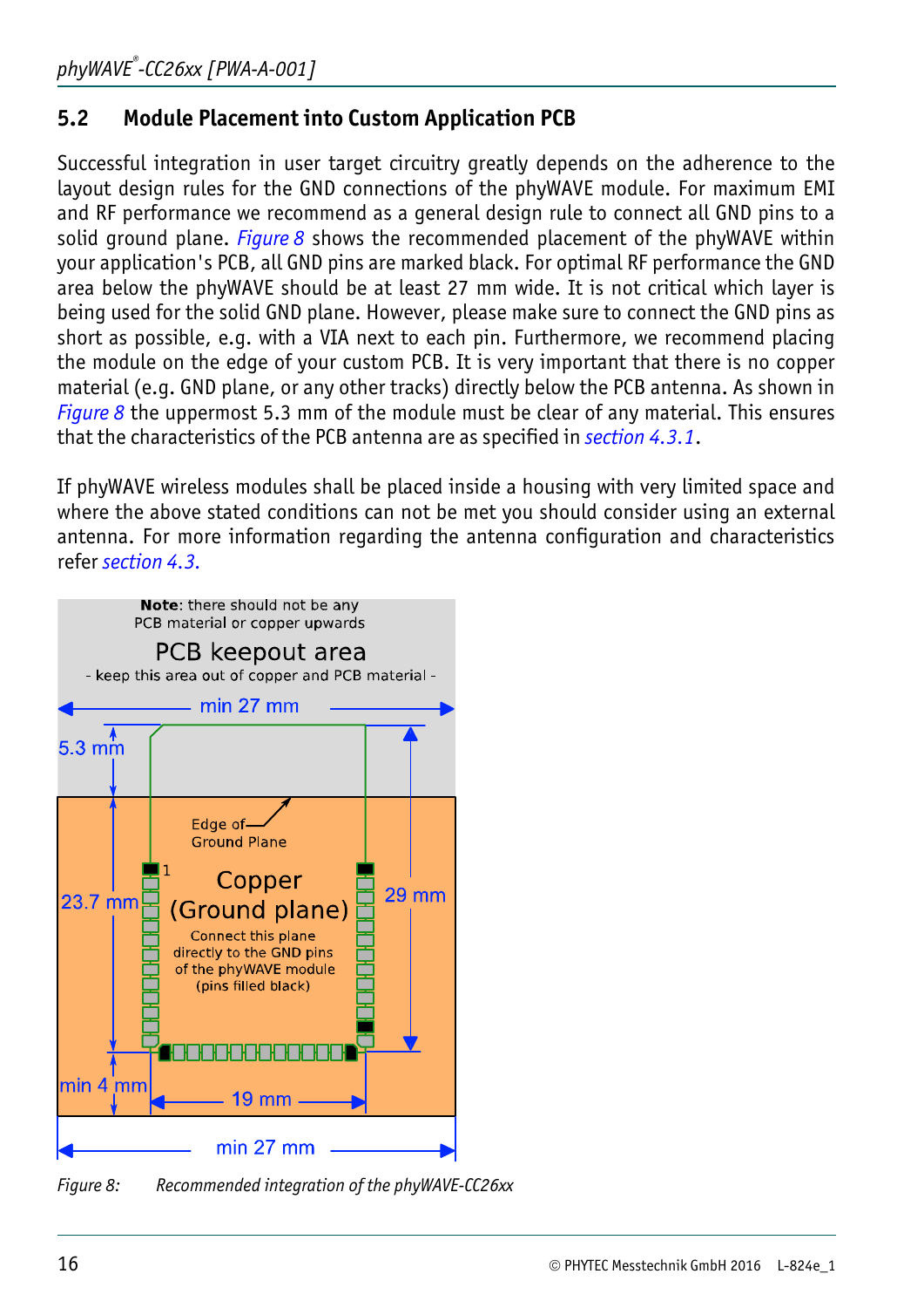## 5.2 Module Placement into Custom Application PCB

Successful integration in user target circuitry greatly depends on the adherence to the layout design rules for the GND connections of the phyWAVE module. For maximum EMI and RF performance we recommend as a general design rule to connect all GND pins to a solid ground plane. *Figure 8* shows the recommended placement of the phyWAVE within your application's PCB, all GND pins are marked black. For optimal RF performance the GND area below the phyWAVE should be at least 27 mm wide. It is not critical which layer is being used for the solid GND plane. However, please make sure to connect the GND pins as short as possible, e.g. with a VIA next to each pin. Furthermore, we recommend placing the module on the edge of your custom PCB. It is very important that there is no copper material (e.g. GND plane, or any other tracks) directly below the PCB antenna. As shown in *Figure 8* the uppermost 5.3 mm of the module must be clear of any material. This ensures that the characteristics of the PCB antenna are as specified in *section 4.3.1*.

If phyWAVE wireless modules shall be placed inside a housing with very limited space and where the above stated conditions can not be met you should consider using an external antenna. For more information regarding the antenna configuration and characteristics refer *section 4.3.*

**Note**: there should not be any PCB material or copper upwards

PCB keepout area
- keep this area out of copper and PCB material -

min 27 mm

5.3 mm

Edge of Ground Plane

Copper (Ground plane)
Connect this plane directly to the GND pins of the phyWAVE module (pins filled black)

23.7 mm

29 mm

min 4 mm

19 mm

min 27 mm

*Figure 8: Recommended integration of the phyWAVE-CC26xx*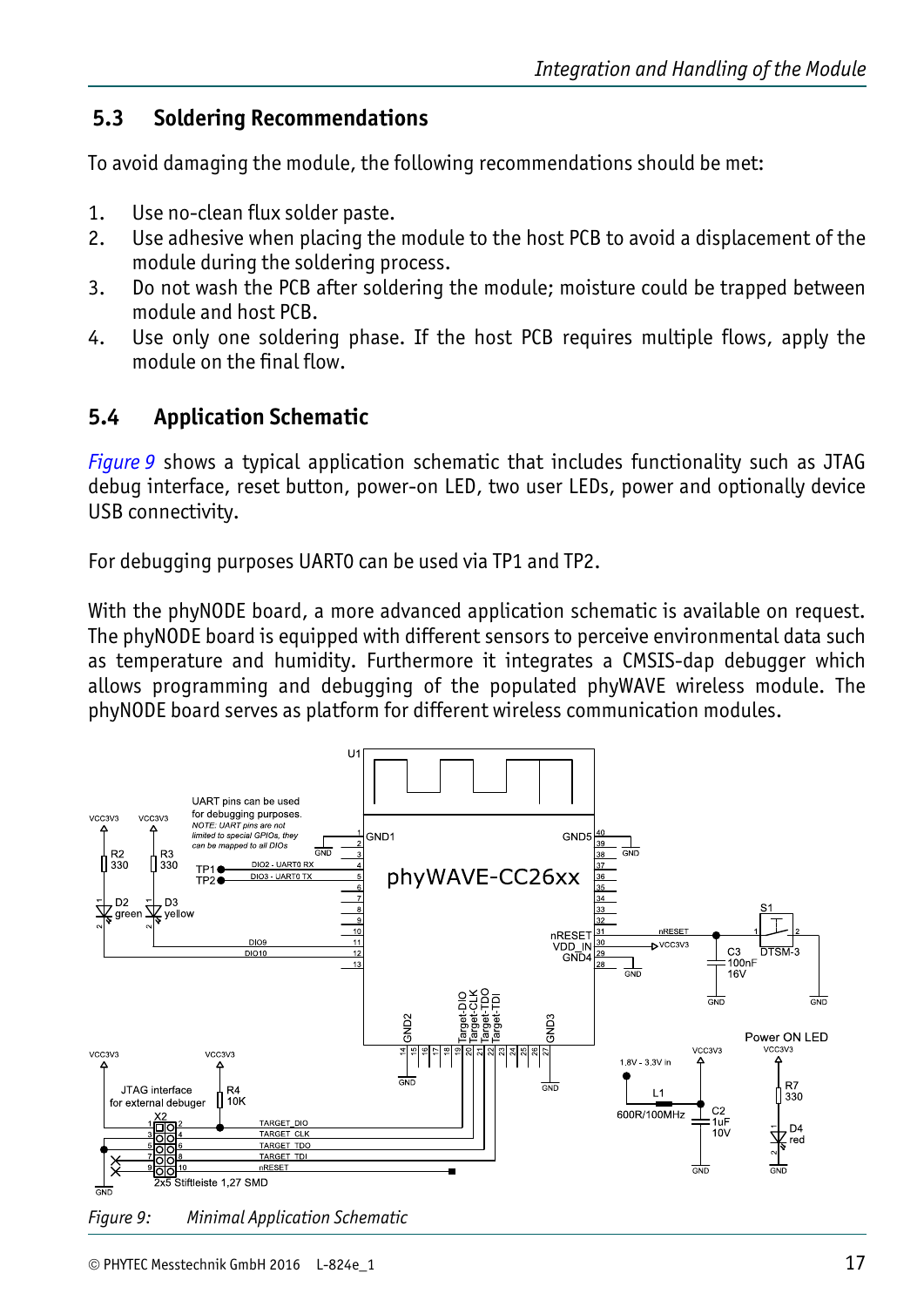## 5.3 Soldering Recommendations

To avoid damaging the module, the following recommendations should be met:

1. Use no-clean flux solder paste.
2. Use adhesive when placing the module to the host PCB to avoid a displacement of the module during the soldering process.
3. Do not wash the PCB after soldering the module; moisture could be trapped between module and host PCB.
4. Use only one soldering phase. If the host PCB requires multiple flows, apply the module on the final flow.

## 5.4 Application Schematic

*Figure 9* shows a typical application schematic that includes functionality such as JTAG debug interface, reset button, power-on LED, two user LEDs, power and optionally device USB connectivity.

For debugging purposes UART0 can be used via TP1 and TP2.

With the phyNODE board, a more advanced application schematic is available on request. The phyNODE board is equipped with different sensors to perceive environmental data such as temperature and humidity. Furthermore it integrates a CMSIS-dap debugger which allows programming and debugging of the populated phyWAVE wireless module. The phyNODE board serves as platform for different wireless communication modules.

*Figure 9: Minimal Application Schematic*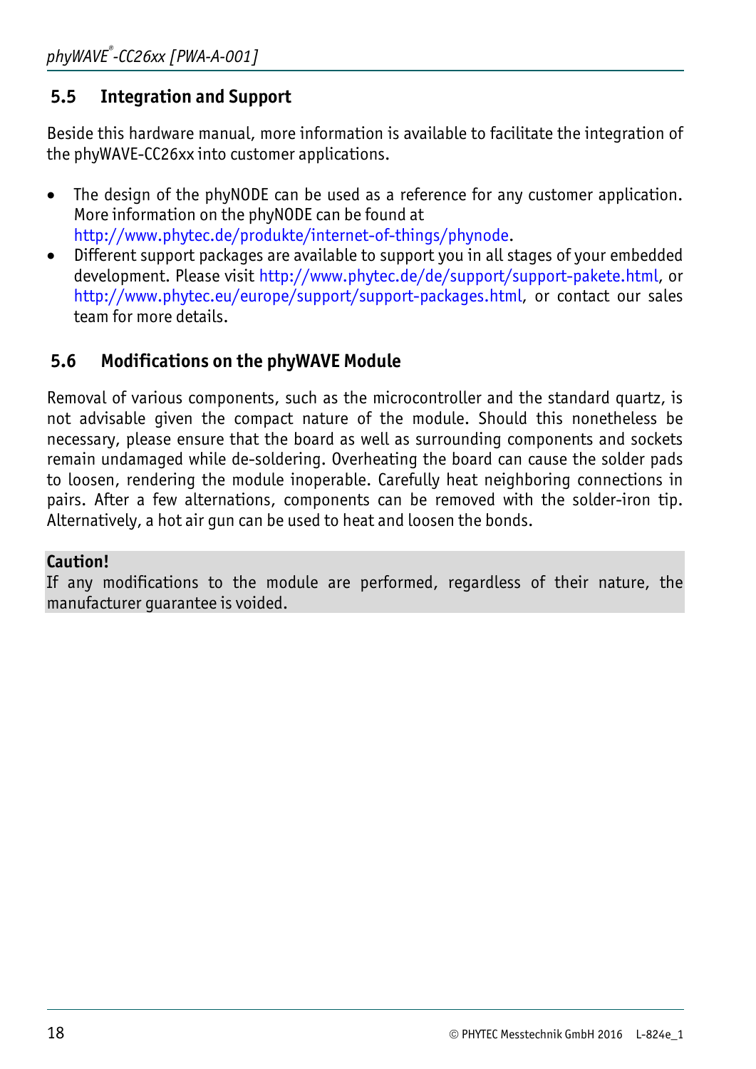## 5.5 Integration and Support

Beside this hardware manual, more information is available to facilitate the integration of the phyWAVE-CC26xx into customer applications.

- The design of the phyNODE can be used as a reference for any customer application. More information on the phyNODE can be found at http://www.phytec.de/produkte/internet-of-things/phynode.
- Different support packages are available to support you in all stages of your embedded development. Please visit http://www.phytec.de/de/support/support-pakete.html, or http://www.phytec.eu/europe/support/support-packages.html, or contact our sales team for more details.

## 5.6 Modifications on the phyWAVE Module

Removal of various components, such as the microcontroller and the standard quartz, is not advisable given the compact nature of the module. Should this nonetheless be necessary, please ensure that the board as well as surrounding components and sockets remain undamaged while de-soldering. Overheating the board can cause the solder pads to loosen, rendering the module inoperable. Carefully heat neighboring connections in pairs. After a few alternations, components can be removed with the solder-iron tip. Alternatively, a hot air gun can be used to heat and loosen the bonds.

**Caution!**
If any modifications to the module are performed, regardless of their nature, the manufacturer guarantee is voided.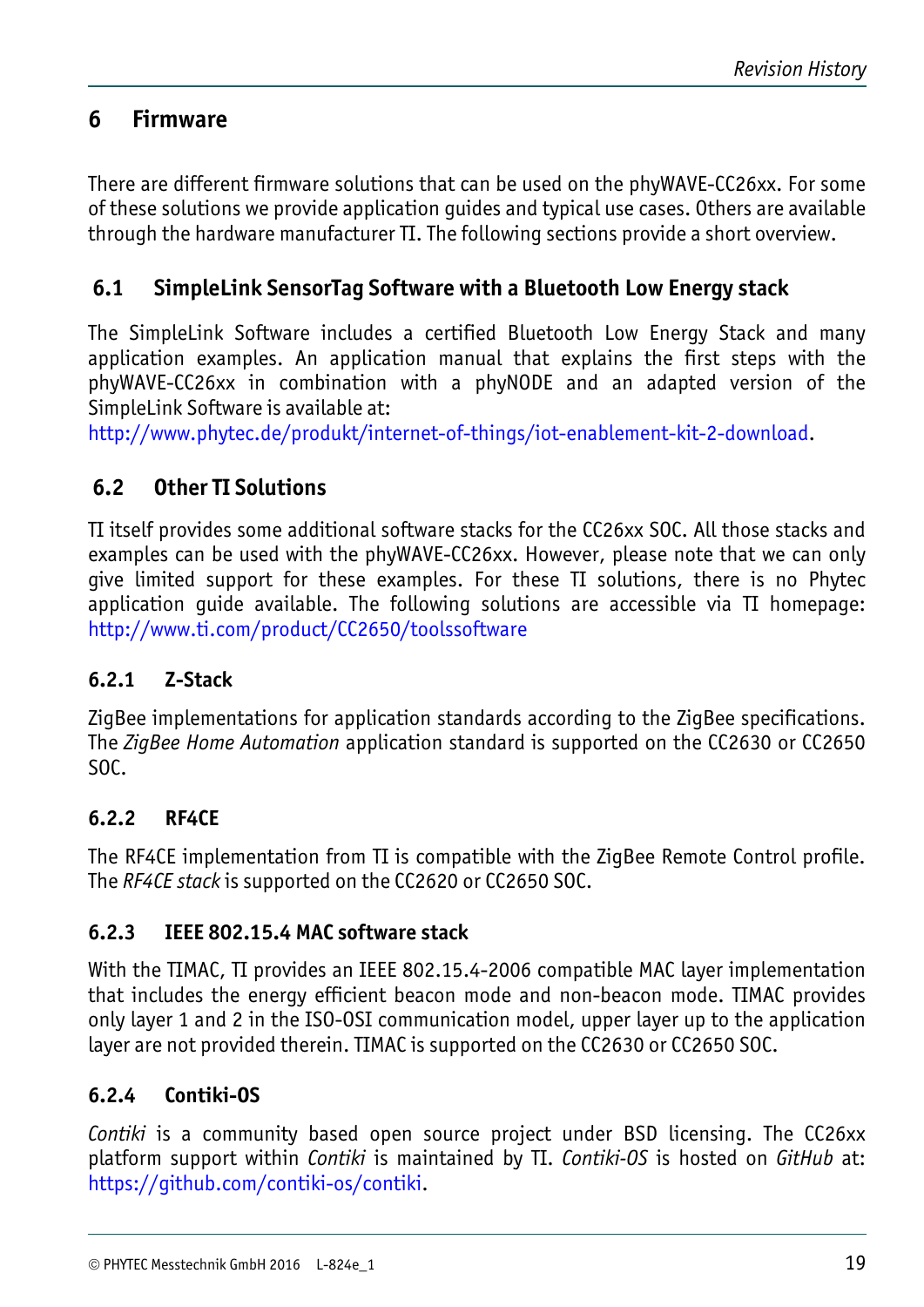# 6 Firmware

There are different firmware solutions that can be used on the phyWAVE-CC26xx. For some of these solutions we provide application guides and typical use cases. Others are available through the hardware manufacturer TI. The following sections provide a short overview.

## 6.1 SimpleLink SensorTag Software with a Bluetooth Low Energy stack

The SimpleLink Software includes a certified Bluetooth Low Energy Stack and many application examples. An application manual that explains the first steps with the phyWAVE-CC26xx in combination with a phyNODE and an adapted version of the SimpleLink Software is available at:
http://www.phytec.de/produkt/internet-of-things/iot-enablement-kit-2-download.

## 6.2 Other TI Solutions

TI itself provides some additional software stacks for the CC26xx SOC. All those stacks and examples can be used with the phyWAVE-CC26xx. However, please note that we can only give limited support for these examples. For these TI solutions, there is no Phytec application guide available. The following solutions are accessible via TI homepage:
http://www.ti.com/product/CC2650/toolssoftware

### 6.2.1 Z-Stack

ZigBee implementations for application standards according to the ZigBee specifications. The *ZigBee Home Automation* application standard is supported on the CC2630 or CC2650 SOC.

### 6.2.2 RF4CE

The RF4CE implementation from TI is compatible with the ZigBee Remote Control profile. The *RF4CE stack* is supported on the CC2620 or CC2650 SOC.

### 6.2.3 IEEE 802.15.4 MAC software stack

With the TIMAC, TI provides an IEEE 802.15.4-2006 compatible MAC layer implementation that includes the energy efficient beacon mode and non-beacon mode. TIMAC provides only layer 1 and 2 in the ISO-OSI communication model, upper layer up to the application layer are not provided therein. TIMAC is supported on the CC2630 or CC2650 SOC.

### 6.2.4 Contiki-OS

*Contiki* is a community based open source project under BSD licensing. The CC26xx platform support within *Contiki* is maintained by TI. *Contiki-OS* is hosted on *GitHub* at:
https://github.com/contiki-os/contiki.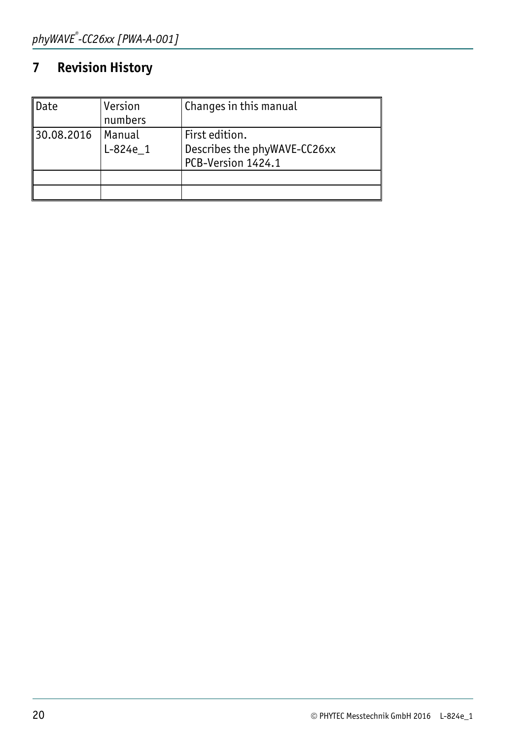# 7 Revision History

| Date | Version numbers | Changes in this manual |
|---|---|---|
| 30.08.2016 | Manual L-824e_1 | First edition. Describes the phyWAVE-CC26xx PCB-Version 1424.1 |
| | | |
| | | |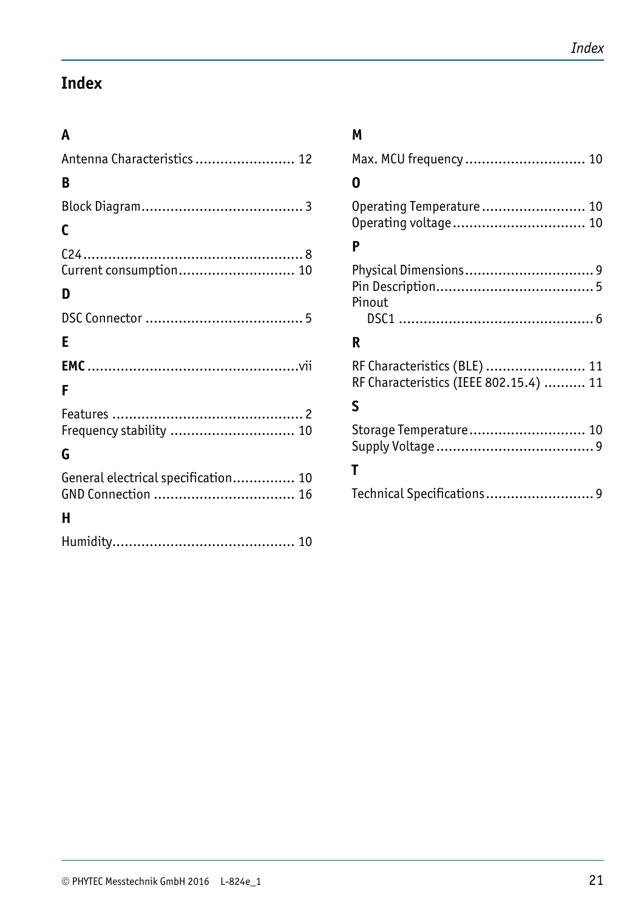# Index

## A

Antenna Characteristics ........................ 12

## B

Block Diagram...................................... 3

## C

C24.................................................... 8
Current consumption............................ 10

## D

DSC Connector ..................................... 5

## E

**EMC** ..................................................vii

## F

Features .............................................. 2
Frequency stability .............................. 10

## G

General electrical specification............... 10
GND Connection ................................. 16

## H

Humidity............................................ 10

## M

Max. MCU frequency ............................ 10

## O

Operating Temperature ......................... 10
Operating voltage ................................ 10

## P

Physical Dimensions ............................... 9
Pin Description...................................... 5
Pinout
  DSC1 ............................................... 6

## R

RF Characteristics (BLE) ........................ 11
RF Characteristics (IEEE 802.15.4) .......... 11

## S

Storage Temperature............................ 10
Supply Voltage ...................................... 9

## T

Technical Specifications .......................... 9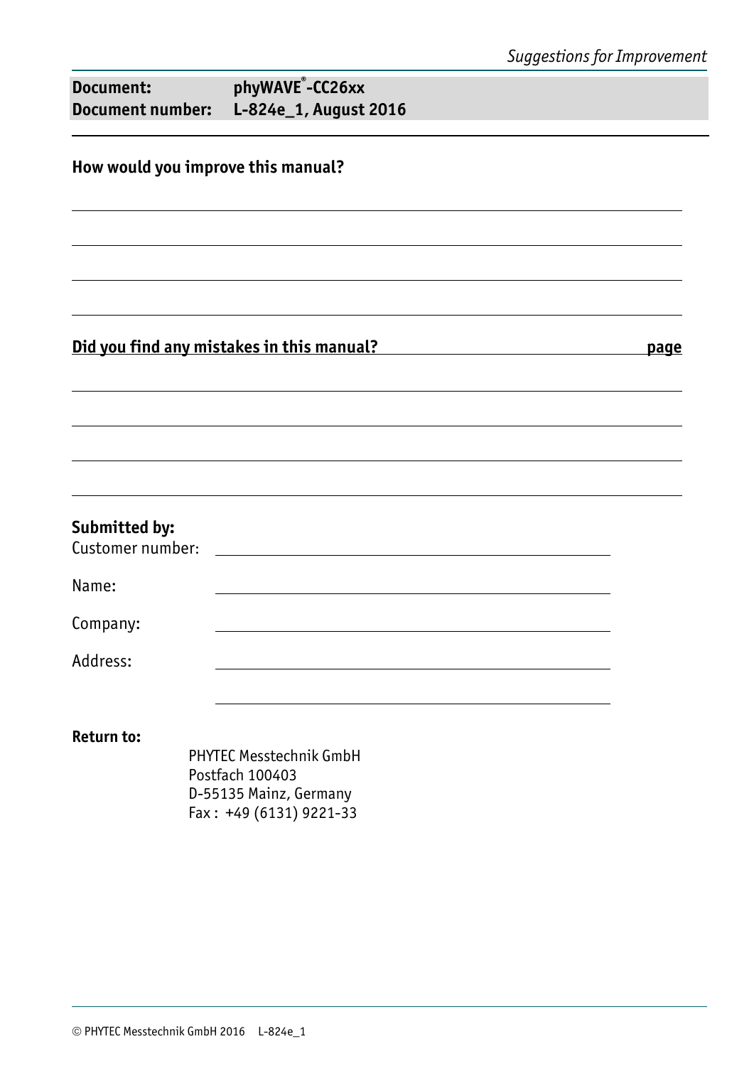| **Document:** | **phyWAVE®-CC26xx** |
|---|---|
| **Document number:** | **L-824e_1, August 2016** |

**How would you improve this manual?**

**Did you find any mistakes in this manual?** **page**

**Submitted by:**

Customer number:

Name:

Company:

Address:

**Return to:**

PHYTEC Messtechnik GmbH
Postfach 100403
D-55135 Mainz, Germany
Fax : +49 (6131) 9221-33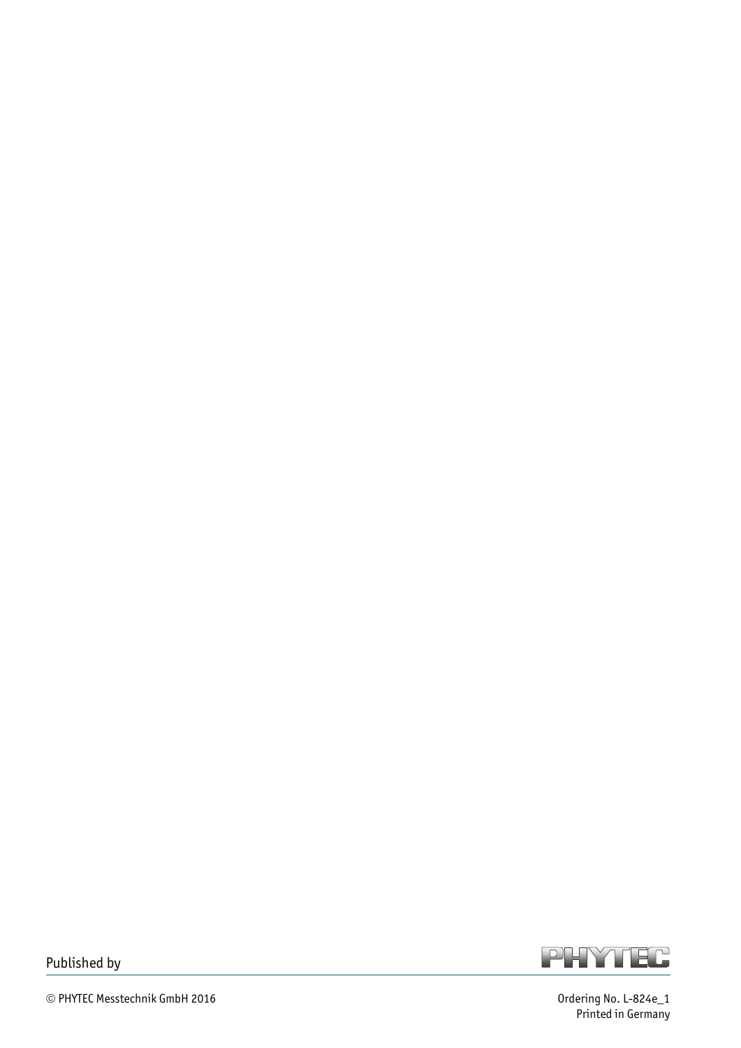Published by

PHYTEC

© PHYTEC Messtechnik GmbH 2016

Ordering No. L-824e_1
Printed in Germany